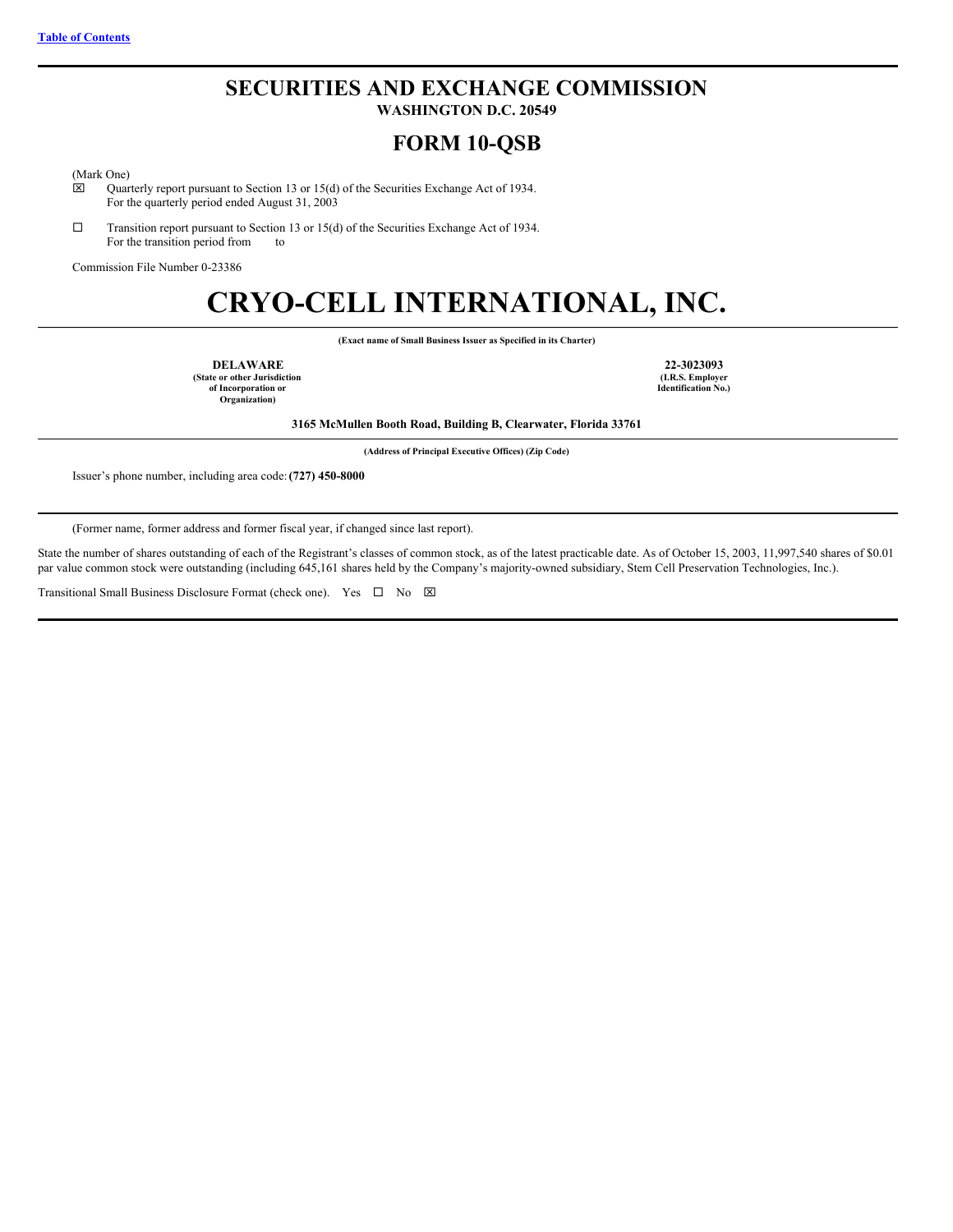Table of Contents

# SECURITIES AND EXCHANGE COMMISSION

**WASHINGTON D.C. 20549**

## FORM 10-QSB

(Mark One)

☒ Quarterly report pursuant to Section 13 or 15(d) of the Securities Exchange Act of 1934.
For the quarterly period ended August 31, 2003

☐ Transition report pursuant to Section 13 or 15(d) of the Securities Exchange Act of 1934.
For the transition period from to

Commission File Number 0-23386

# CRYO-CELL INTERNATIONAL, INC.

**(Exact name of Small Business Issuer as Specified in its Charter)**

| **DELAWARE** | **22-3023093** |
|---|---|
| **(State or other Jurisdiction of Incorporation or Organization)** | **(I.R.S. Employer Identification No.)** |

**3165 McMullen Booth Road, Building B, Clearwater, Florida 33761**

**(Address of Principal Executive Offices) (Zip Code)**

Issuer's phone number, including area code: **(727) 450-8000**

(Former name, former address and former fiscal year, if changed since last report).

State the number of shares outstanding of each of the Registrant's classes of common stock, as of the latest practicable date. As of October 15, 2003, 11,997,540 shares of $0.01 par value common stock were outstanding (including 645,161 shares held by the Company's majority-owned subsidiary, Stem Cell Preservation Technologies, Inc.).

Transitional Small Business Disclosure Format (check one). Yes ☐ No ☒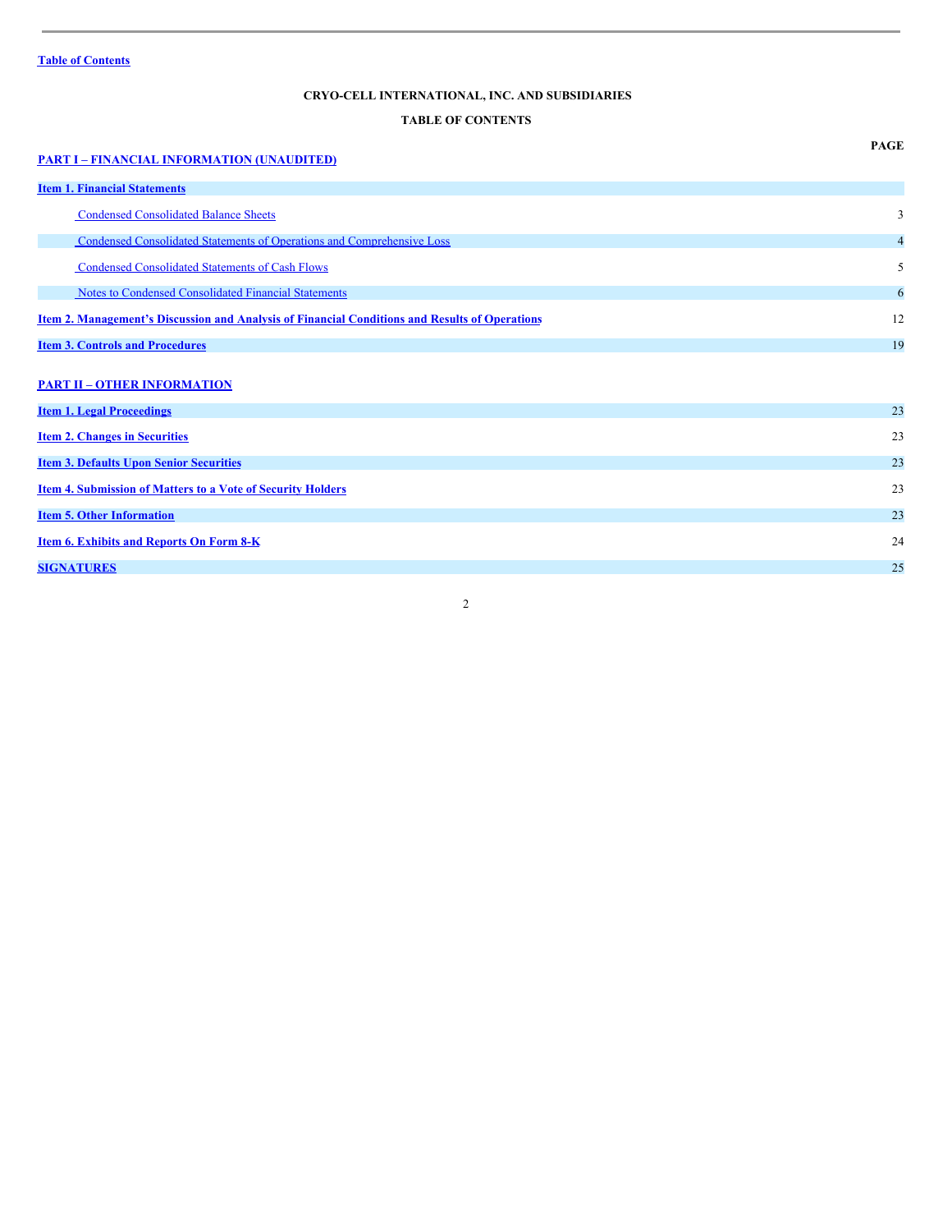Table of Contents

**CRYO-CELL INTERNATIONAL, INC. AND SUBSIDIARIES**

**TABLE OF CONTENTS**

| | PAGE |
|---|---|
| **PART I – FINANCIAL INFORMATION (UNAUDITED)** | |
| **Item 1. Financial Statements** | |
| Condensed Consolidated Balance Sheets | 3 |
| Condensed Consolidated Statements of Operations and Comprehensive Loss | 4 |
| Condensed Consolidated Statements of Cash Flows | 5 |
| Notes to Condensed Consolidated Financial Statements | 6 |
| **Item 2. Management's Discussion and Analysis of Financial Conditions and Results of Operations** | 12 |
| **Item 3. Controls and Procedures** | 19 |
| **PART II – OTHER INFORMATION** | |
| **Item 1. Legal Proceedings** | 23 |
| **Item 2. Changes in Securities** | 23 |
| **Item 3. Defaults Upon Senior Securities** | 23 |
| **Item 4. Submission of Matters to a Vote of Security Holders** | 23 |
| **Item 5. Other Information** | 23 |
| **Item 6. Exhibits and Reports On Form 8-K** | 24 |
| **SIGNATURES** | 25 |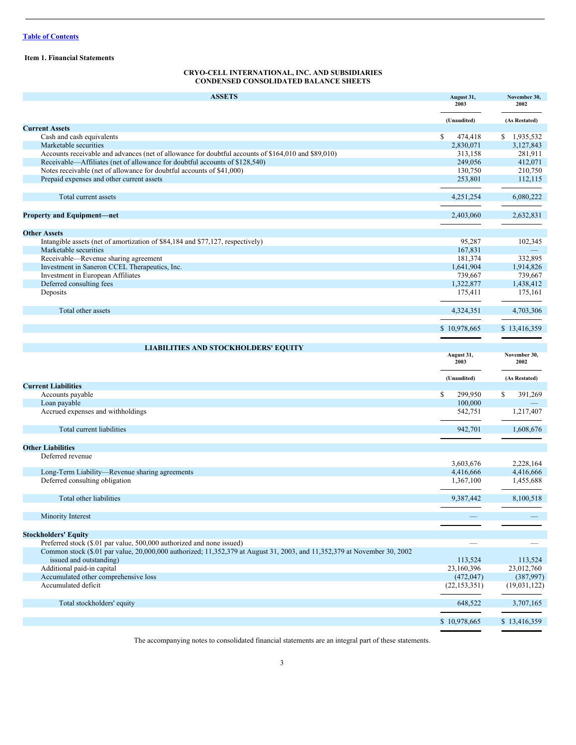[Table of Contents](#)

**Item 1. Financial Statements**

**CRYO-CELL INTERNATIONAL, INC. AND SUBSIDIARIES**
**CONDENSED CONSOLIDATED BALANCE SHEETS**

| ASSETS | August 31, 2003 | November 30, 2002 |
|---|---|---|
| | (Unaudited) | (As Restated) |
| **Current Assets** | | |
| Cash and cash equivalents | $ 474,418 | $ 1,935,532 |
| Marketable securities | 2,830,071 | 3,127,843 |
| Accounts receivable and advances (net of allowance for doubtful accounts of $164,010 and $89,010) | 313,158 | 281,911 |
| Receivable—Affiliates (net of allowance for doubtful accounts of $128,540) | 249,056 | 412,071 |
| Notes receivable (net of allowance for doubtful accounts of $41,000) | 130,750 | 210,750 |
| Prepaid expenses and other current assets | 253,801 | 112,115 |
| Total current assets | 4,251,254 | 6,080,222 |
| **Property and Equipment—net** | 2,403,060 | 2,632,831 |
| **Other Assets** | | |
| Intangible assets (net of amortization of $84,184 and $77,127, respectively) | 95,287 | 102,345 |
| Marketable securities | 167,831 | — |
| Receivable—Revenue sharing agreement | 181,374 | 332,895 |
| Investment in Saneron CCEL Therapeutics, Inc. | 1,641,904 | 1,914,826 |
| Investment in European Affiliates | 739,667 | 739,667 |
| Deferred consulting fees | 1,322,877 | 1,438,412 |
| Deposits | 175,411 | 175,161 |
| Total other assets | 4,324,351 | 4,703,306 |
| | $ 10,978,665 | $ 13,416,359 |

| LIABILITIES AND STOCKHOLDERS' EQUITY | August 31, 2003 | November 30, 2002 |
|---|---|---|
| | (Unaudited) | (As Restated) |
| **Current Liabilities** | | |
| Accounts payable | $ 299,950 | $ 391,269 |
| Loan payable | 100,000 | — |
| Accrued expenses and withholdings | 542,751 | 1,217,407 |
| Total current liabilities | 942,701 | 1,608,676 |
| **Other Liabilities** | | |
| Deferred revenue | 3,603,676 | 2,228,164 |
| Long-Term Liability—Revenue sharing agreements | 4,416,666 | 4,416,666 |
| Deferred consulting obligation | 1,367,100 | 1,455,688 |
| Total other liabilities | 9,387,442 | 8,100,518 |
| Minority Interest | — | — |
| **Stockholders' Equity** | | |
| Preferred stock ($.01 par value, 500,000 authorized and none issued) | — | — |
| Common stock ($.01 par value, 20,000,000 authorized; 11,352,379 at August 31, 2003, and 11,352,379 at November 30, 2002 issued and outstanding) | 113,524 | 113,524 |
| Additional paid-in capital | 23,160,396 | 23,012,760 |
| Accumulated other comprehensive loss | (472,047) | (387,997) |
| Accumulated deficit | (22,153,351) | (19,031,122) |
| Total stockholders' equity | 648,522 | 3,707,165 |
| | $ 10,978,665 | $ 13,416,359 |

The accompanying notes to consolidated financial statements are an integral part of these statements.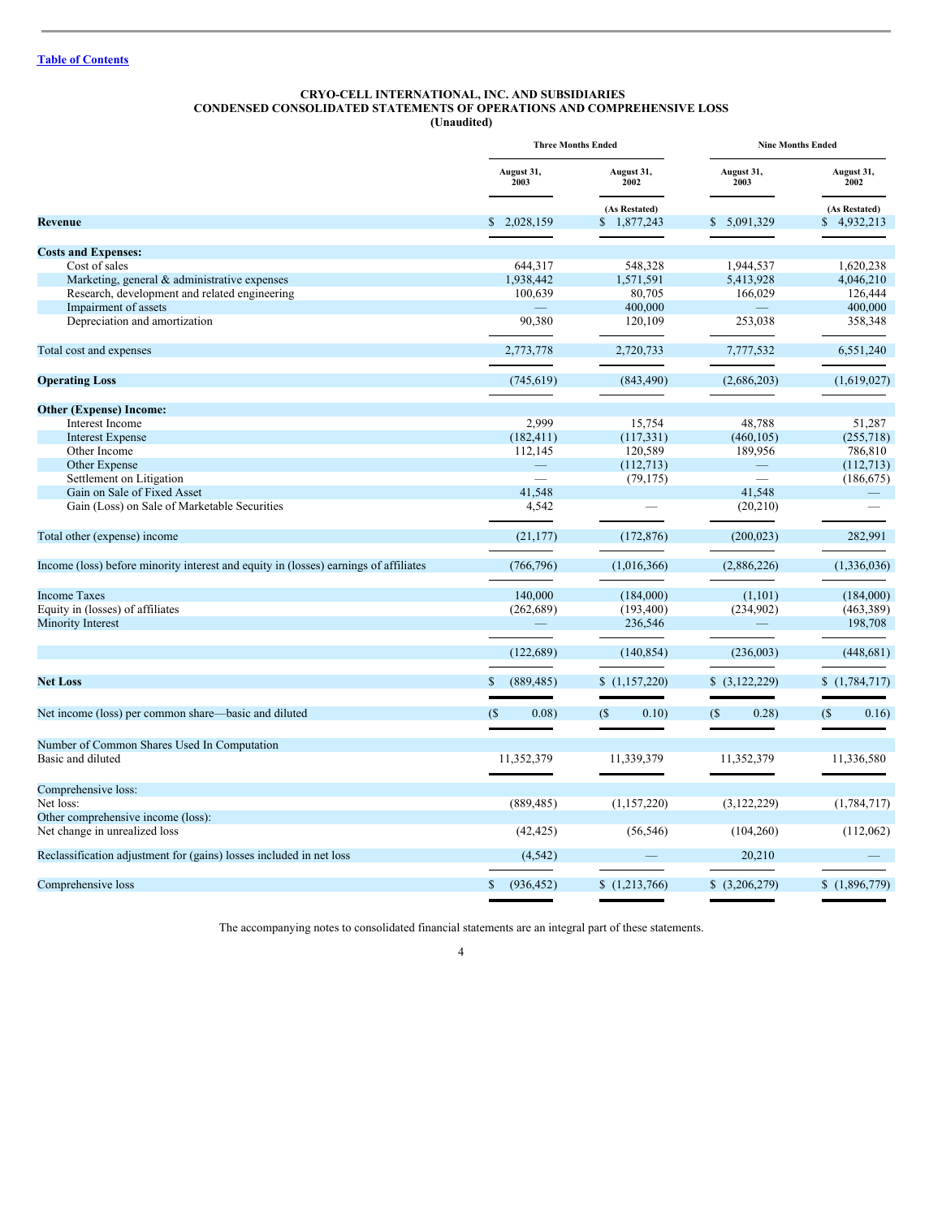Table of Contents

**CRYO-CELL INTERNATIONAL, INC. AND SUBSIDIARIES**
**CONDENSED CONSOLIDATED STATEMENTS OF OPERATIONS AND COMPREHENSIVE LOSS**
**(Unaudited)**

| | Three Months Ended | | Nine Months Ended | |
|---|---|---|---|---|
| | August 31, 2003 | August 31, 2002 (As Restated) | August 31, 2003 | August 31, 2002 (As Restated) |
| **Revenue** | $ 2,028,159 | $ 1,877,243 | $ 5,091,329 | $ 4,932,213 |
| **Costs and Expenses:** | | | | |
| Cost of sales | 644,317 | 548,328 | 1,944,537 | 1,620,238 |
| Marketing, general & administrative expenses | 1,938,442 | 1,571,591 | 5,413,928 | 4,046,210 |
| Research, development and related engineering | 100,639 | 80,705 | 166,029 | 126,444 |
| Impairment of assets | — | 400,000 | — | 400,000 |
| Depreciation and amortization | 90,380 | 120,109 | 253,038 | 358,348 |
| Total cost and expenses | 2,773,778 | 2,720,733 | 7,777,532 | 6,551,240 |
| **Operating Loss** | (745,619) | (843,490) | (2,686,203) | (1,619,027) |
| **Other (Expense) Income:** | | | | |
| Interest Income | 2,999 | 15,754 | 48,788 | 51,287 |
| Interest Expense | (182,411) | (117,331) | (460,105) | (255,718) |
| Other Income | 112,145 | 120,589 | 189,956 | 786,810 |
| Other Expense | — | (112,713) | — | (112,713) |
| Settlement on Litigation | — | (79,175) | — | (186,675) |
| Gain on Sale of Fixed Asset | 41,548 | | 41,548 | — |
| Gain (Loss) on Sale of Marketable Securities | 4,542 | — | (20,210) | — |
| Total other (expense) income | (21,177) | (172,876) | (200,023) | 282,991 |
| Income (loss) before minority interest and equity in (losses) earnings of affiliates | (766,796) | (1,016,366) | (2,886,226) | (1,336,036) |
| Income Taxes | 140,000 | (184,000) | (1,101) | (184,000) |
| Equity in (losses) of affiliates | (262,689) | (193,400) | (234,902) | (463,389) |
| Minority Interest | — | 236,546 | — | 198,708 |
| | (122,689) | (140,854) | (236,003) | (448,681) |
| **Net Loss** | $ (889,485) | $ (1,157,220) | $ (3,122,229) | $ (1,784,717) |
| Net income (loss) per common share—basic and diluted | ($ 0.08) | ($ 0.10) | ($ 0.28) | ($ 0.16) |
| Number of Common Shares Used In Computation | | | | |
| Basic and diluted | 11,352,379 | 11,339,379 | 11,352,379 | 11,336,580 |
| Comprehensive loss: | | | | |
| Net loss: | (889,485) | (1,157,220) | (3,122,229) | (1,784,717) |
| Other comprehensive income (loss): | | | | |
| Net change in unrealized loss | (42,425) | (56,546) | (104,260) | (112,062) |
| Reclassification adjustment for (gains) losses included in net loss | (4,542) | — | 20,210 | — |
| Comprehensive loss | $ (936,452) | $ (1,213,766) | $ (3,206,279) | $ (1,896,779) |

The accompanying notes to consolidated financial statements are an integral part of these statements.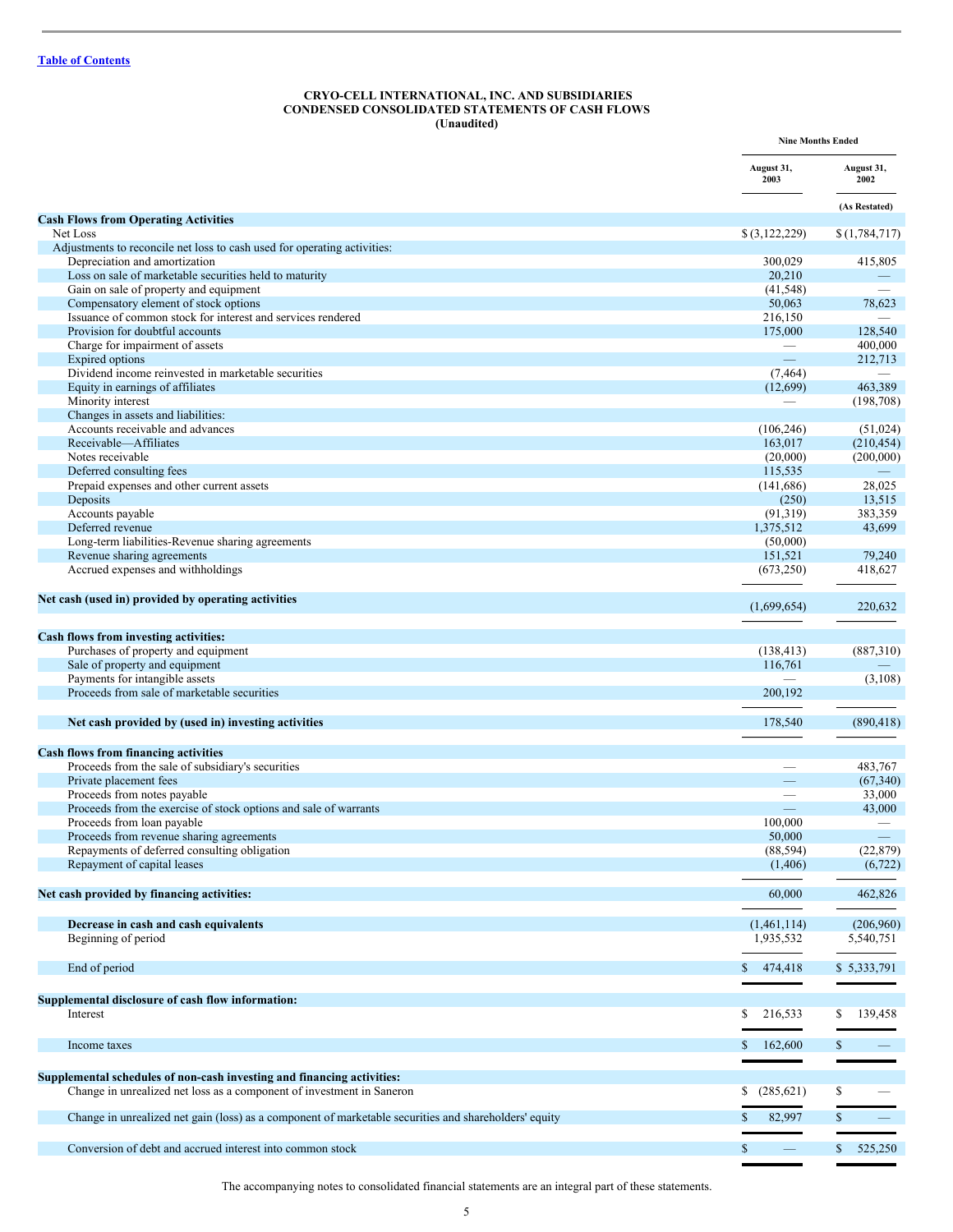[Table of Contents]

**CRYO-CELL INTERNATIONAL, INC. AND SUBSIDIARIES**
**CONDENSED CONSOLIDATED STATEMENTS OF CASH FLOWS**
**(Unaudited)**

| | Nine Months Ended | |
|---|---|---|
| | August 31, 2003 | August 31, 2002 |
| | | (As Restated) |
| **Cash Flows from Operating Activities** | | |
| Net Loss | $ (3,122,229) | $ (1,784,717) |
| Adjustments to reconcile net loss to cash used for operating activities: | | |
| Depreciation and amortization | 300,029 | 415,805 |
| Loss on sale of marketable securities held to maturity | 20,210 | — |
| Gain on sale of property and equipment | (41,548) | — |
| Compensatory element of stock options | 50,063 | 78,623 |
| Issuance of common stock for interest and services rendered | 216,150 | — |
| Provision for doubtful accounts | 175,000 | 128,540 |
| Charge for impairment of assets | — | 400,000 |
| Expired options | — | 212,713 |
| Dividend income reinvested in marketable securities | (7,464) | — |
| Equity in earnings of affiliates | (12,699) | 463,389 |
| Minority interest | — | (198,708) |
| Changes in assets and liabilities: | | |
| Accounts receivable and advances | (106,246) | (51,024) |
| Receivable—Affiliates | 163,017 | (210,454) |
| Notes receivable | (20,000) | (200,000) |
| Deferred consulting fees | 115,535 | — |
| Prepaid expenses and other current assets | (141,686) | 28,025 |
| Deposits | (250) | 13,515 |
| Accounts payable | (91,319) | 383,359 |
| Deferred revenue | 1,375,512 | 43,699 |
| Long-term liabilities-Revenue sharing agreements | (50,000) | |
| Revenue sharing agreements | 151,521 | 79,240 |
| Accrued expenses and withholdings | (673,250) | 418,627 |
| **Net cash (used in) provided by operating activities** | (1,699,654) | 220,632 |
| **Cash flows from investing activities:** | | |
| Purchases of property and equipment | (138,413) | (887,310) |
| Sale of property and equipment | 116,761 | — |
| Payments for intangible assets | — | (3,108) |
| Proceeds from sale of marketable securities | 200,192 | |
| **Net cash provided by (used in) investing activities** | 178,540 | (890,418) |
| **Cash flows from financing activities** | | |
| Proceeds from the sale of subsidiary's securities | — | 483,767 |
| Private placement fees | — | (67,340) |
| Proceeds from notes payable | — | 33,000 |
| Proceeds from the exercise of stock options and sale of warrants | — | 43,000 |
| Proceeds from loan payable | 100,000 | — |
| Proceeds from revenue sharing agreements | 50,000 | — |
| Repayments of deferred consulting obligation | (88,594) | (22,879) |
| Repayment of capital leases | (1,406) | (6,722) |
| **Net cash provided by financing activities:** | 60,000 | 462,826 |
| **Decrease in cash and cash equivalents** | (1,461,114) | (206,960) |
| Beginning of period | 1,935,532 | 5,540,751 |
| End of period | $ 474,418 | $ 5,333,791 |
| **Supplemental disclosure of cash flow information:** | | |
| Interest | $ 216,533 | $ 139,458 |
| Income taxes | $ 162,600 | $ — |
| **Supplemental schedules of non-cash investing and financing activities:** | | |
| Change in unrealized net loss as a component of investment in Saneron | $ (285,621) | $ — |
| Change in unrealized net gain (loss) as a component of marketable securities and shareholders' equity | $ 82,997 | $ — |
| Conversion of debt and accrued interest into common stock | $ — | $ 525,250 |

The accompanying notes to consolidated financial statements are an integral part of these statements.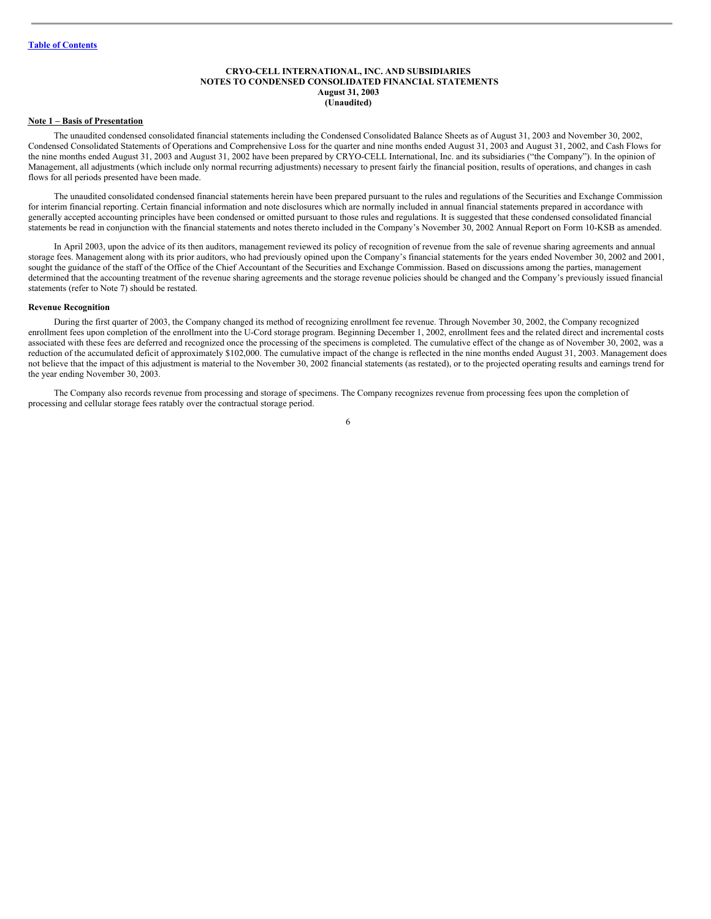[Table of Contents](#)

**CRYO-CELL INTERNATIONAL, INC. AND SUBSIDIARIES**
**NOTES TO CONDENSED CONSOLIDATED FINANCIAL STATEMENTS**
**August 31, 2003**
**(Unaudited)**

**Note 1 – Basis of Presentation**

The unaudited condensed consolidated financial statements including the Condensed Consolidated Balance Sheets as of August 31, 2003 and November 30, 2002, Condensed Consolidated Statements of Operations and Comprehensive Loss for the quarter and nine months ended August 31, 2003 and August 31, 2002, and Cash Flows for the nine months ended August 31, 2003 and August 31, 2002 have been prepared by CRYO-CELL International, Inc. and its subsidiaries ("the Company"). In the opinion of Management, all adjustments (which include only normal recurring adjustments) necessary to present fairly the financial position, results of operations, and changes in cash flows for all periods presented have been made.

The unaudited consolidated condensed financial statements herein have been prepared pursuant to the rules and regulations of the Securities and Exchange Commission for interim financial reporting. Certain financial information and note disclosures which are normally included in annual financial statements prepared in accordance with generally accepted accounting principles have been condensed or omitted pursuant to those rules and regulations. It is suggested that these condensed consolidated financial statements be read in conjunction with the financial statements and notes thereto included in the Company's November 30, 2002 Annual Report on Form 10-KSB as amended.

In April 2003, upon the advice of its then auditors, management reviewed its policy of recognition of revenue from the sale of revenue sharing agreements and annual storage fees. Management along with its prior auditors, who had previously opined upon the Company's financial statements for the years ended November 30, 2002 and 2001, sought the guidance of the staff of the Office of the Chief Accountant of the Securities and Exchange Commission. Based on discussions among the parties, management determined that the accounting treatment of the revenue sharing agreements and the storage revenue policies should be changed and the Company's previously issued financial statements (refer to Note 7) should be restated.

**Revenue Recognition**

During the first quarter of 2003, the Company changed its method of recognizing enrollment fee revenue. Through November 30, 2002, the Company recognized enrollment fees upon completion of the enrollment into the U-Cord storage program. Beginning December 1, 2002, enrollment fees and the related direct and incremental costs associated with these fees are deferred and recognized once the processing of the specimens is completed. The cumulative effect of the change as of November 30, 2002, was a reduction of the accumulated deficit of approximately $102,000. The cumulative impact of the change is reflected in the nine months ended August 31, 2003. Management does not believe that the impact of this adjustment is material to the November 30, 2002 financial statements (as restated), or to the projected operating results and earnings trend for the year ending November 30, 2003.

The Company also records revenue from processing and storage of specimens. The Company recognizes revenue from processing fees upon the completion of processing and cellular storage fees ratably over the contractual storage period.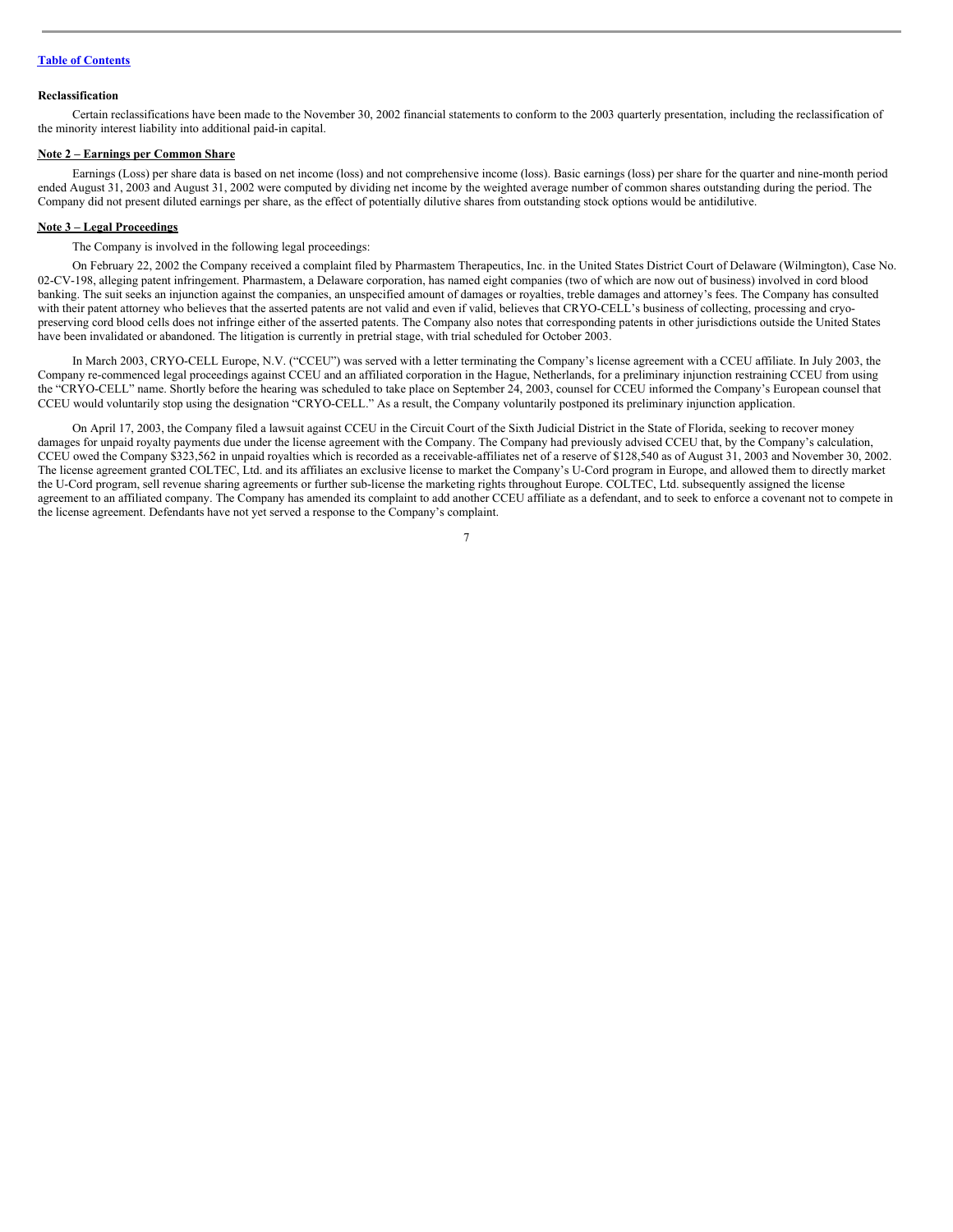**Reclassification**

Certain reclassifications have been made to the November 30, 2002 financial statements to conform to the 2003 quarterly presentation, including the reclassification of the minority interest liability into additional paid-in capital.

**Note 2 – Earnings per Common Share**

Earnings (Loss) per share data is based on net income (loss) and not comprehensive income (loss). Basic earnings (loss) per share for the quarter and nine-month period ended August 31, 2003 and August 31, 2002 were computed by dividing net income by the weighted average number of common shares outstanding during the period. The Company did not present diluted earnings per share, as the effect of potentially dilutive shares from outstanding stock options would be antidilutive.

**Note 3 – Legal Proceedings**

The Company is involved in the following legal proceedings:

On February 22, 2002 the Company received a complaint filed by Pharmastem Therapeutics, Inc. in the United States District Court of Delaware (Wilmington), Case No. 02-CV-198, alleging patent infringement. Pharmastem, a Delaware corporation, has named eight companies (two of which are now out of business) involved in cord blood banking. The suit seeks an injunction against the companies, an unspecified amount of damages or royalties, treble damages and attorney's fees. The Company has consulted with their patent attorney who believes that the asserted patents are not valid and even if valid, believes that CRYO-CELL's business of collecting, processing and cryo-preserving cord blood cells does not infringe either of the asserted patents. The Company also notes that corresponding patents in other jurisdictions outside the United States have been invalidated or abandoned. The litigation is currently in pretrial stage, with trial scheduled for October 2003.

In March 2003, CRYO-CELL Europe, N.V. ("CCEU") was served with a letter terminating the Company's license agreement with a CCEU affiliate. In July 2003, the Company re-commenced legal proceedings against CCEU and an affiliated corporation in the Hague, Netherlands, for a preliminary injunction restraining CCEU from using the "CRYO-CELL" name. Shortly before the hearing was scheduled to take place on September 24, 2003, counsel for CCEU informed the Company's European counsel that CCEU would voluntarily stop using the designation "CRYO-CELL." As a result, the Company voluntarily postponed its preliminary injunction application.

On April 17, 2003, the Company filed a lawsuit against CCEU in the Circuit Court of the Sixth Judicial District in the State of Florida, seeking to recover money damages for unpaid royalty payments due under the license agreement with the Company. The Company had previously advised CCEU that, by the Company's calculation, CCEU owed the Company $323,562 in unpaid royalties which is recorded as a receivable-affiliates net of a reserve of $128,540 as of August 31, 2003 and November 30, 2002. The license agreement granted COLTEC, Ltd. and its affiliates an exclusive license to market the Company's U-Cord program in Europe, and allowed them to directly market the U-Cord program, sell revenue sharing agreements or further sub-license the marketing rights throughout Europe. COLTEC, Ltd. subsequently assigned the license agreement to an affiliated company. The Company has amended its complaint to add another CCEU affiliate as a defendant, and to seek to enforce a covenant not to compete in the license agreement. Defendants have not yet served a response to the Company's complaint.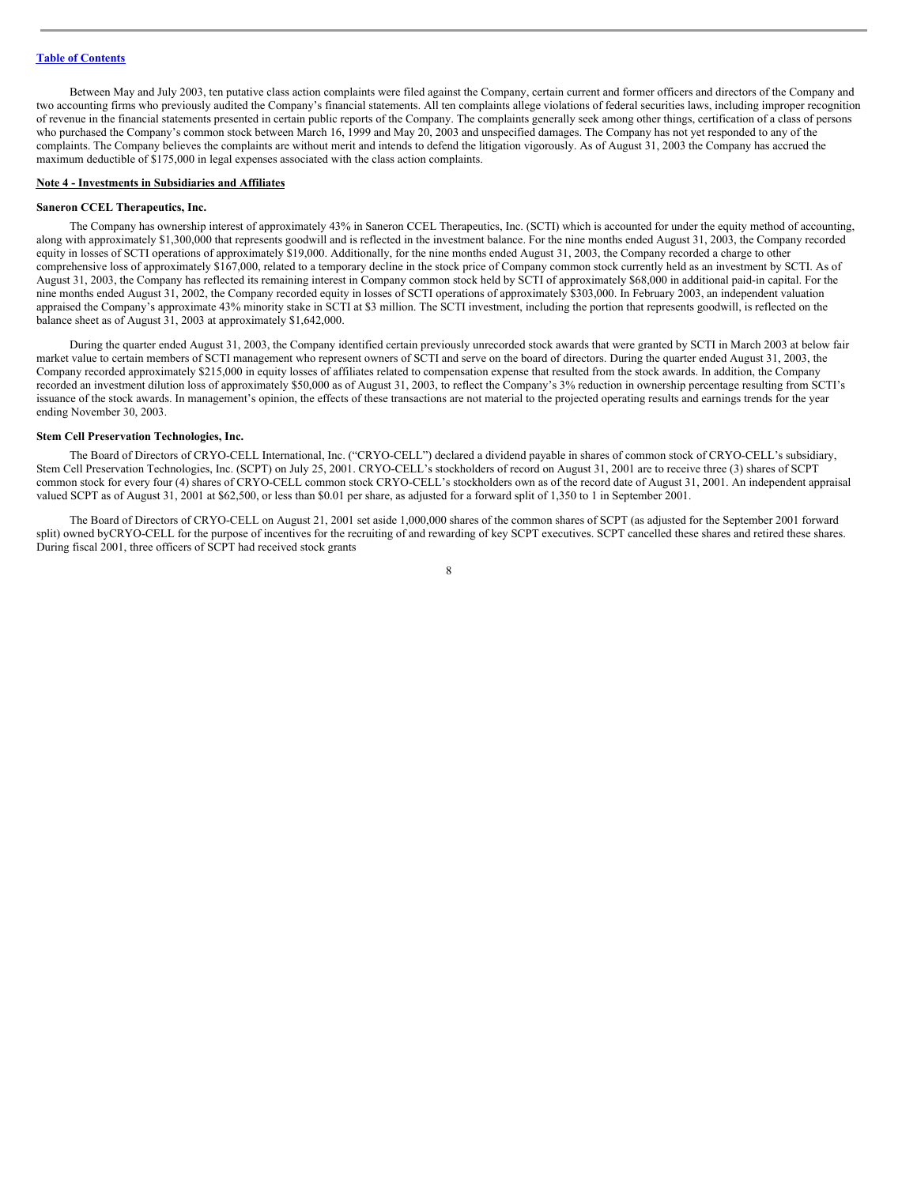Between May and July 2003, ten putative class action complaints were filed against the Company, certain current and former officers and directors of the Company and two accounting firms who previously audited the Company's financial statements. All ten complaints allege violations of federal securities laws, including improper recognition of revenue in the financial statements presented in certain public reports of the Company. The complaints generally seek among other things, certification of a class of persons who purchased the Company's common stock between March 16, 1999 and May 20, 2003 and unspecified damages. The Company has not yet responded to any of the complaints. The Company believes the complaints are without merit and intends to defend the litigation vigorously. As of August 31, 2003 the Company has accrued the maximum deductible of $175,000 in legal expenses associated with the class action complaints.

**Note 4 - Investments in Subsidiaries and Affiliates**

**Saneron CCEL Therapeutics, Inc.**

The Company has ownership interest of approximately 43% in Saneron CCEL Therapeutics, Inc. (SCTI) which is accounted for under the equity method of accounting, along with approximately $1,300,000 that represents goodwill and is reflected in the investment balance. For the nine months ended August 31, 2003, the Company recorded equity in losses of SCTI operations of approximately $19,000. Additionally, for the nine months ended August 31, 2003, the Company recorded a charge to other comprehensive loss of approximately $167,000, related to a temporary decline in the stock price of Company common stock currently held as an investment by SCTI. As of August 31, 2003, the Company has reflected its remaining interest in Company common stock held by SCTI of approximately $68,000 in additional paid-in capital. For the nine months ended August 31, 2002, the Company recorded equity in losses of SCTI operations of approximately $303,000. In February 2003, an independent valuation appraised the Company's approximate 43% minority stake in SCTI at $3 million. The SCTI investment, including the portion that represents goodwill, is reflected on the balance sheet as of August 31, 2003 at approximately $1,642,000.

During the quarter ended August 31, 2003, the Company identified certain previously unrecorded stock awards that were granted by SCTI in March 2003 at below fair market value to certain members of SCTI management who represent owners of SCTI and serve on the board of directors. During the quarter ended August 31, 2003, the Company recorded approximately $215,000 in equity losses of affiliates related to compensation expense that resulted from the stock awards. In addition, the Company recorded an investment dilution loss of approximately $50,000 as of August 31, 2003, to reflect the Company's 3% reduction in ownership percentage resulting from SCTI's issuance of the stock awards. In management's opinion, the effects of these transactions are not material to the projected operating results and earnings trends for the year ending November 30, 2003.

**Stem Cell Preservation Technologies, Inc.**

The Board of Directors of CRYO-CELL International, Inc. ("CRYO-CELL") declared a dividend payable in shares of common stock of CRYO-CELL's subsidiary, Stem Cell Preservation Technologies, Inc. (SCPT) on July 25, 2001. CRYO-CELL's stockholders of record on August 31, 2001 are to receive three (3) shares of SCPT common stock for every four (4) shares of CRYO-CELL common stock CRYO-CELL's stockholders own as of the record date of August 31, 2001. An independent appraisal valued SCPT as of August 31, 2001 at $62,500, or less than $0.01 per share, as adjusted for a forward split of 1,350 to 1 in September 2001.

The Board of Directors of CRYO-CELL on August 21, 2001 set aside 1,000,000 shares of the common shares of SCPT (as adjusted for the September 2001 forward split) owned byCRYO-CELL for the purpose of incentives for the recruiting of and rewarding of key SCPT executives. SCPT cancelled these shares and retired these shares. During fiscal 2001, three officers of SCPT had received stock grants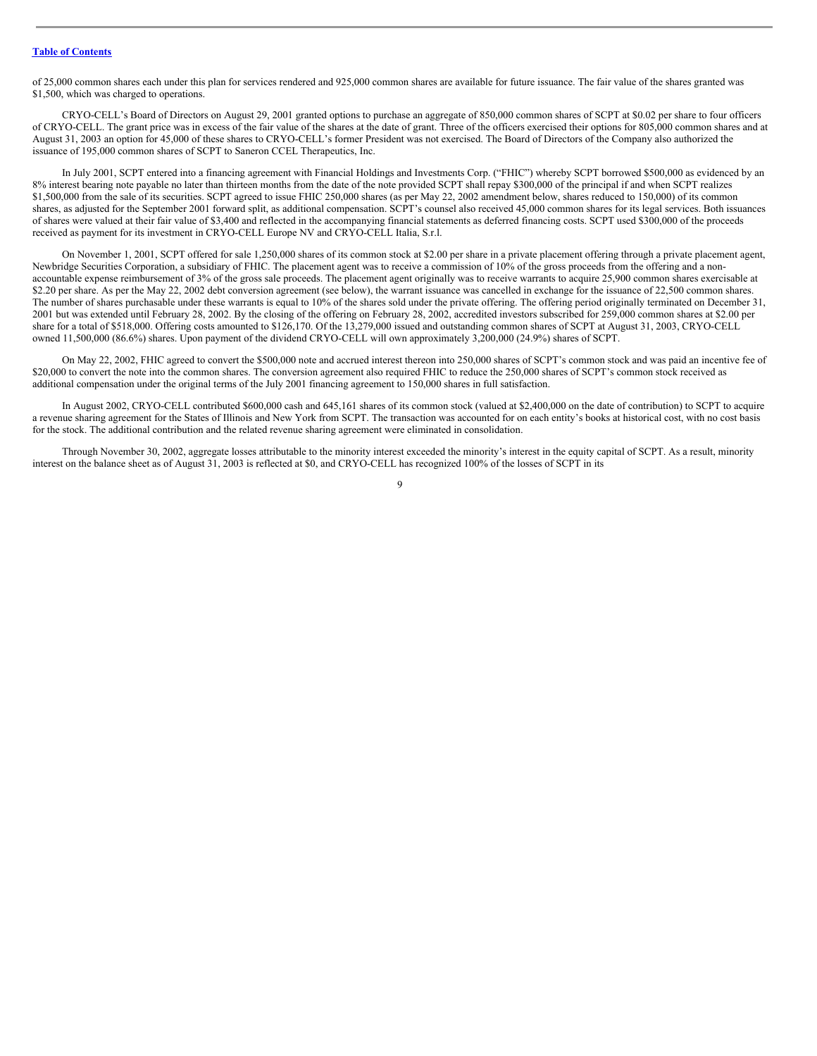of 25,000 common shares each under this plan for services rendered and 925,000 common shares are available for future issuance. The fair value of the shares granted was $1,500, which was charged to operations.

CRYO-CELL's Board of Directors on August 29, 2001 granted options to purchase an aggregate of 850,000 common shares of SCPT at $0.02 per share to four officers of CRYO-CELL. The grant price was in excess of the fair value of the shares at the date of grant. Three of the officers exercised their options for 805,000 common shares and at August 31, 2003 an option for 45,000 of these shares to CRYO-CELL's former President was not exercised. The Board of Directors of the Company also authorized the issuance of 195,000 common shares of SCPT to Saneron CCEL Therapeutics, Inc.

In July 2001, SCPT entered into a financing agreement with Financial Holdings and Investments Corp. ("FHIC") whereby SCPT borrowed $500,000 as evidenced by an 8% interest bearing note payable no later than thirteen months from the date of the note provided SCPT shall repay $300,000 of the principal if and when SCPT realizes $1,500,000 from the sale of its securities. SCPT agreed to issue FHIC 250,000 shares (as per May 22, 2002 amendment below, shares reduced to 150,000) of its common shares, as adjusted for the September 2001 forward split, as additional compensation. SCPT's counsel also received 45,000 common shares for its legal services. Both issuances of shares were valued at their fair value of $3,400 and reflected in the accompanying financial statements as deferred financing costs. SCPT used $300,000 of the proceeds received as payment for its investment in CRYO-CELL Europe NV and CRYO-CELL Italia, S.r.l.

On November 1, 2001, SCPT offered for sale 1,250,000 shares of its common stock at $2.00 per share in a private placement offering through a private placement agent, Newbridge Securities Corporation, a subsidiary of FHIC. The placement agent was to receive a commission of 10% of the gross proceeds from the offering and a non-accountable expense reimbursement of 3% of the gross sale proceeds. The placement agent originally was to receive warrants to acquire 25,900 common shares exercisable at $2.20 per share. As per the May 22, 2002 debt conversion agreement (see below), the warrant issuance was cancelled in exchange for the issuance of 22,500 common shares. The number of shares purchasable under these warrants is equal to 10% of the shares sold under the private offering. The offering period originally terminated on December 31, 2001 but was extended until February 28, 2002. By the closing of the offering on February 28, 2002, accredited investors subscribed for 259,000 common shares at $2.00 per share for a total of $518,000. Offering costs amounted to $126,170. Of the 13,279,000 issued and outstanding common shares of SCPT at August 31, 2003, CRYO-CELL owned 11,500,000 (86.6%) shares. Upon payment of the dividend CRYO-CELL will own approximately 3,200,000 (24.9%) shares of SCPT.

On May 22, 2002, FHIC agreed to convert the $500,000 note and accrued interest thereon into 250,000 shares of SCPT's common stock and was paid an incentive fee of $20,000 to convert the note into the common shares. The conversion agreement also required FHIC to reduce the 250,000 shares of SCPT's common stock received as additional compensation under the original terms of the July 2001 financing agreement to 150,000 shares in full satisfaction.

In August 2002, CRYO-CELL contributed $600,000 cash and 645,161 shares of its common stock (valued at $2,400,000 on the date of contribution) to SCPT to acquire a revenue sharing agreement for the States of Illinois and New York from SCPT. The transaction was accounted for on each entity's books at historical cost, with no cost basis for the stock. The additional contribution and the related revenue sharing agreement were eliminated in consolidation.

Through November 30, 2002, aggregate losses attributable to the minority interest exceeded the minority's interest in the equity capital of SCPT. As a result, minority interest on the balance sheet as of August 31, 2003 is reflected at $0, and CRYO-CELL has recognized 100% of the losses of SCPT in its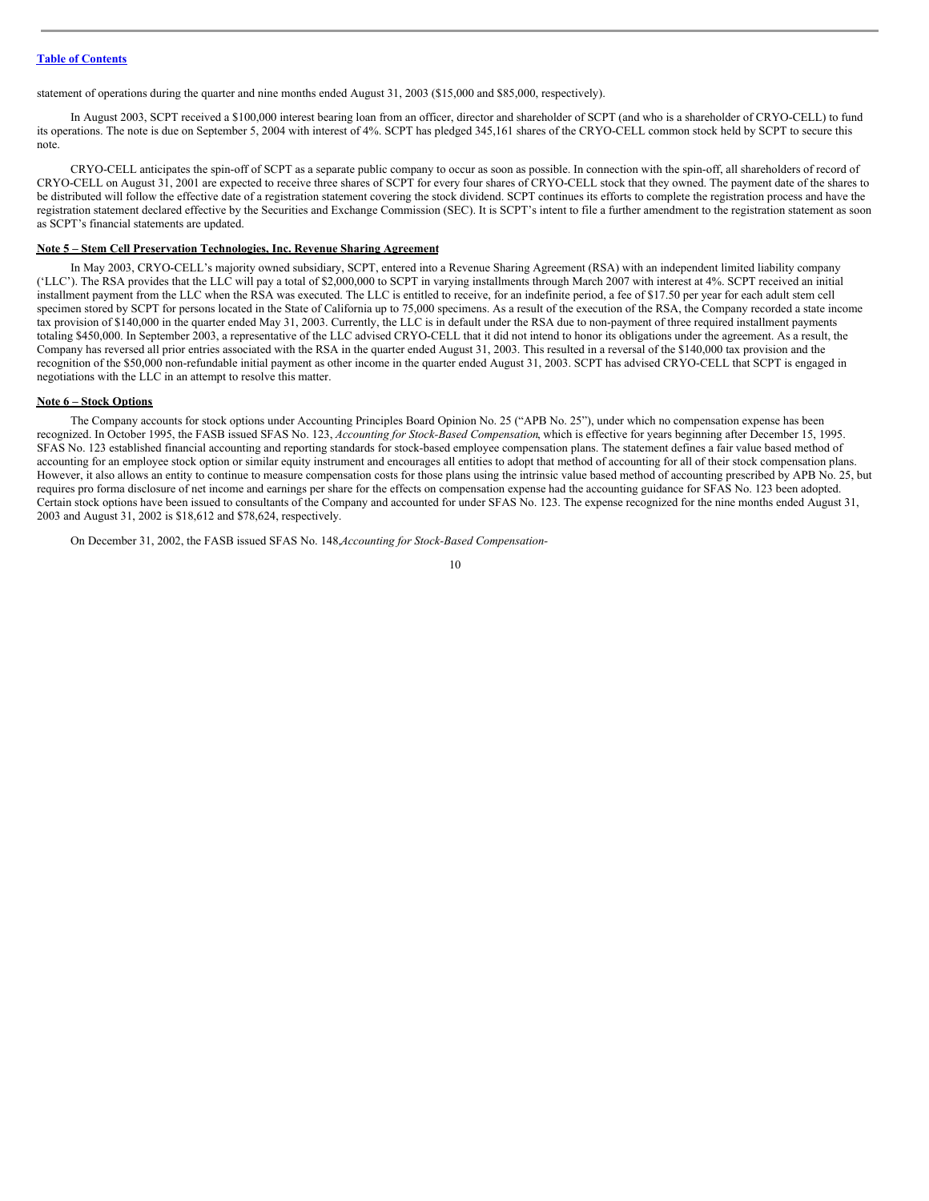statement of operations during the quarter and nine months ended August 31, 2003 ($15,000 and $85,000, respectively).

In August 2003, SCPT received a $100,000 interest bearing loan from an officer, director and shareholder of SCPT (and who is a shareholder of CRYO-CELL) to fund its operations. The note is due on September 5, 2004 with interest of 4%. SCPT has pledged 345,161 shares of the CRYO-CELL common stock held by SCPT to secure this note.

CRYO-CELL anticipates the spin-off of SCPT as a separate public company to occur as soon as possible. In connection with the spin-off, all shareholders of record of CRYO-CELL on August 31, 2001 are expected to receive three shares of SCPT for every four shares of CRYO-CELL stock that they owned. The payment date of the shares to be distributed will follow the effective date of a registration statement covering the stock dividend. SCPT continues its efforts to complete the registration process and have the registration statement declared effective by the Securities and Exchange Commission (SEC). It is SCPT's intent to file a further amendment to the registration statement as soon as SCPT's financial statements are updated.

**Note 5 – Stem Cell Preservation Technologies, Inc. Revenue Sharing Agreement**

In May 2003, CRYO-CELL's majority owned subsidiary, SCPT, entered into a Revenue Sharing Agreement (RSA) with an independent limited liability company ('LLC'). The RSA provides that the LLC will pay a total of $2,000,000 to SCPT in varying installments through March 2007 with interest at 4%. SCPT received an initial installment payment from the LLC when the RSA was executed. The LLC is entitled to receive, for an indefinite period, a fee of $17.50 per year for each adult stem cell specimen stored by SCPT for persons located in the State of California up to 75,000 specimens. As a result of the execution of the RSA, the Company recorded a state income tax provision of $140,000 in the quarter ended May 31, 2003. Currently, the LLC is in default under the RSA due to non-payment of three required installment payments totaling $450,000. In September 2003, a representative of the LLC advised CRYO-CELL that it did not intend to honor its obligations under the agreement. As a result, the Company has reversed all prior entries associated with the RSA in the quarter ended August 31, 2003. This resulted in a reversal of the $140,000 tax provision and the recognition of the $50,000 non-refundable initial payment as other income in the quarter ended August 31, 2003. SCPT has advised CRYO-CELL that SCPT is engaged in negotiations with the LLC in an attempt to resolve this matter.

**Note 6 – Stock Options**

The Company accounts for stock options under Accounting Principles Board Opinion No. 25 ("APB No. 25"), under which no compensation expense has been recognized. In October 1995, the FASB issued SFAS No. 123, *Accounting for Stock-Based Compensation*, which is effective for years beginning after December 15, 1995. SFAS No. 123 established financial accounting and reporting standards for stock-based employee compensation plans. The statement defines a fair value based method of accounting for an employee stock option or similar equity instrument and encourages all entities to adopt that method of accounting for all of their stock compensation plans. However, it also allows an entity to continue to measure compensation costs for those plans using the intrinsic value based method of accounting prescribed by APB No. 25, but requires pro forma disclosure of net income and earnings per share for the effects on compensation expense had the accounting guidance for SFAS No. 123 been adopted. Certain stock options have been issued to consultants of the Company and accounted for under SFAS No. 123. The expense recognized for the nine months ended August 31, 2003 and August 31, 2002 is $18,612 and $78,624, respectively.

On December 31, 2002, the FASB issued SFAS No. 148, *Accounting for Stock-Based Compensation-*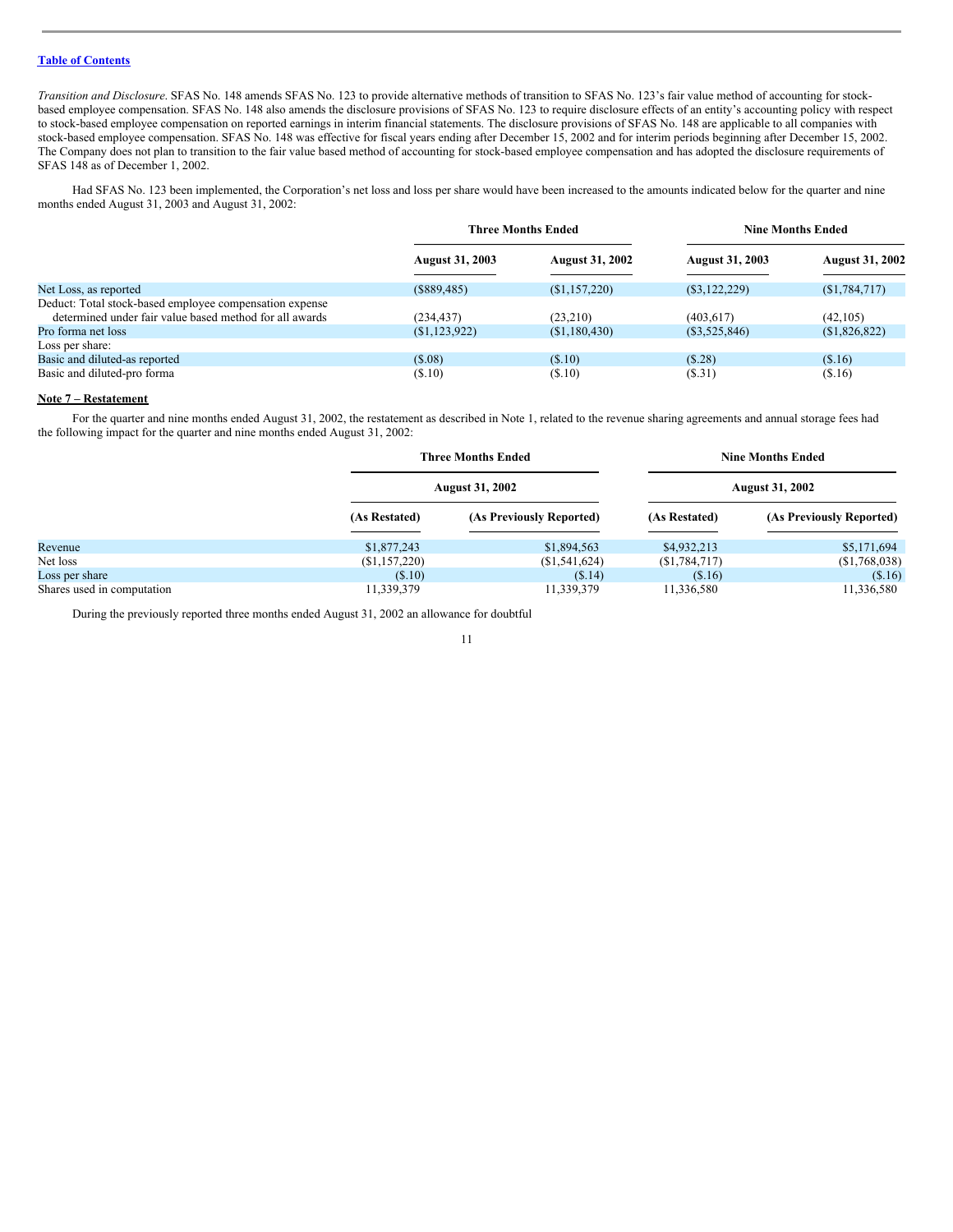*Transition and Disclosure*. SFAS No. 148 amends SFAS No. 123 to provide alternative methods of transition to SFAS No. 123's fair value method of accounting for stock-based employee compensation. SFAS No. 148 also amends the disclosure provisions of SFAS No. 123 to require disclosure effects of an entity's accounting policy with respect to stock-based employee compensation on reported earnings in interim financial statements. The disclosure provisions of SFAS No. 148 are applicable to all companies with stock-based employee compensation. SFAS No. 148 was effective for fiscal years ending after December 15, 2002 and for interim periods beginning after December 15, 2002. The Company does not plan to transition to the fair value based method of accounting for stock-based employee compensation and has adopted the disclosure requirements of SFAS 148 as of December 1, 2002.

Had SFAS No. 123 been implemented, the Corporation's net loss and loss per share would have been increased to the amounts indicated below for the quarter and nine months ended August 31, 2003 and August 31, 2002:

| | Three Months Ended | | Nine Months Ended | |
|---|---|---|---|---|
| | August 31, 2003 | August 31, 2002 | August 31, 2003 | August 31, 2002 |
| Net Loss, as reported | ($889,485) | ($1,157,220) | ($3,122,229) | ($1,784,717) |
| Deduct: Total stock-based employee compensation expense determined under fair value based method for all awards | (234,437) | (23,210) | (403,617) | (42,105) |
| Pro forma net loss | ($1,123,922) | ($1,180,430) | ($3,525,846) | ($1,826,822) |
| Loss per share: | | | | |
| Basic and diluted-as reported | ($.08) | ($.10) | ($.28) | ($.16) |
| Basic and diluted-pro forma | ($.10) | ($.10) | ($.31) | ($.16) |

**Note 7 – Restatement**

For the quarter and nine months ended August 31, 2002, the restatement as described in Note 1, related to the revenue sharing agreements and annual storage fees had the following impact for the quarter and nine months ended August 31, 2002:

| | Three Months Ended | | Nine Months Ended | |
|---|---|---|---|---|
| | August 31, 2002 | | August 31, 2002 | |
| | (As Restated) | (As Previously Reported) | (As Restated) | (As Previously Reported) |
| Revenue | $1,877,243 | $1,894,563 | $4,932,213 | $5,171,694 |
| Net loss | ($1,157,220) | ($1,541,624) | ($1,784,717) | ($1,768,038) |
| Loss per share | ($.10) | ($.14) | ($.16) | ($.16) |
| Shares used in computation | 11,339,379 | 11,339,379 | 11,336,580 | 11,336,580 |

During the previously reported three months ended August 31, 2002 an allowance for doubtful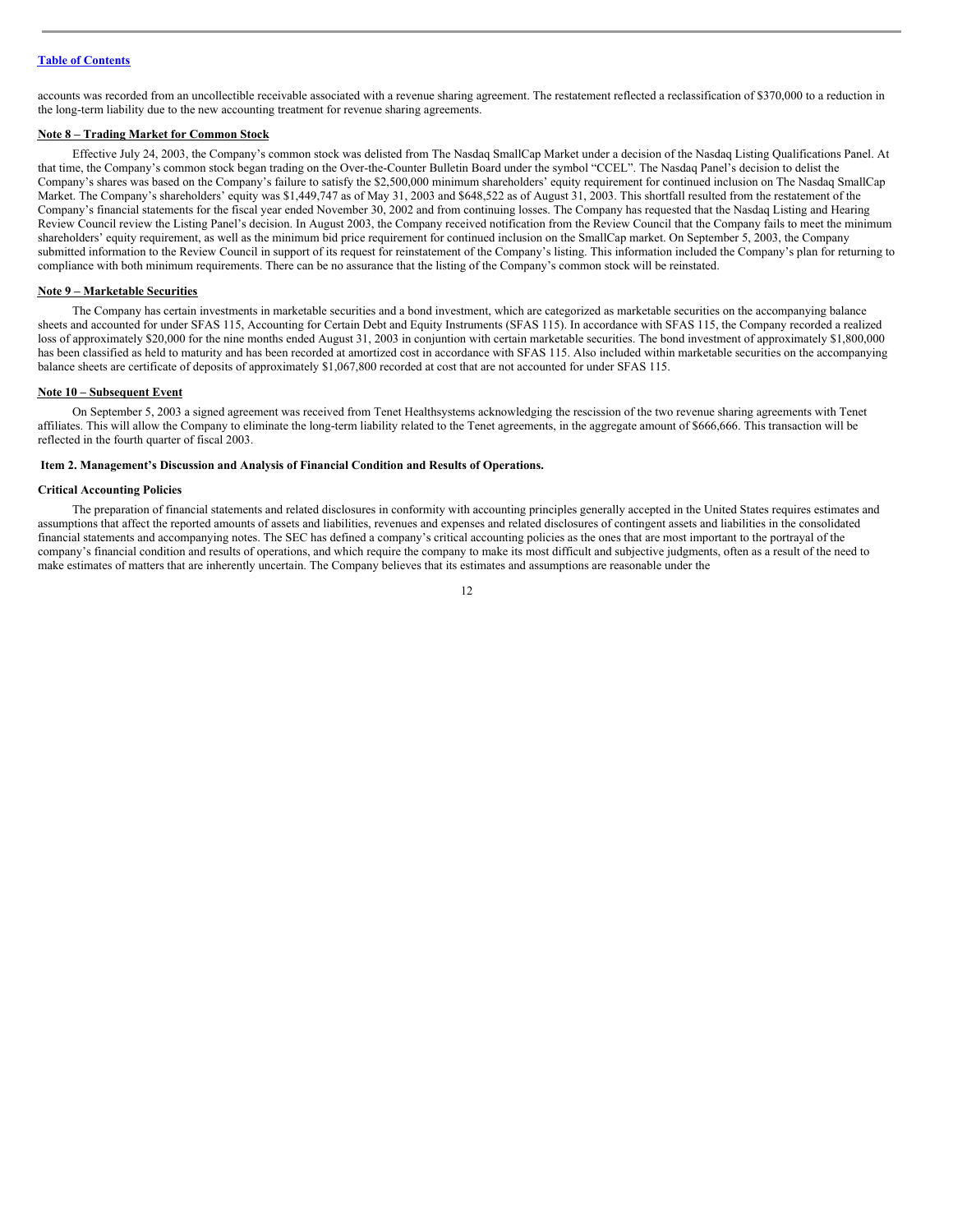accounts was recorded from an uncollectible receivable associated with a revenue sharing agreement. The restatement reflected a reclassification of $370,000 to a reduction in the long-term liability due to the new accounting treatment for revenue sharing agreements.

**Note 8 – Trading Market for Common Stock**

Effective July 24, 2003, the Company's common stock was delisted from The Nasdaq SmallCap Market under a decision of the Nasdaq Listing Qualifications Panel. At that time, the Company's common stock began trading on the Over-the-Counter Bulletin Board under the symbol "CCEL". The Nasdaq Panel's decision to delist the Company's shares was based on the Company's failure to satisfy the $2,500,000 minimum shareholders' equity requirement for continued inclusion on The Nasdaq SmallCap Market. The Company's shareholders' equity was $1,449,747 as of May 31, 2003 and $648,522 as of August 31, 2003. This shortfall resulted from the restatement of the Company's financial statements for the fiscal year ended November 30, 2002 and from continuing losses. The Company has requested that the Nasdaq Listing and Hearing Review Council review the Listing Panel's decision. In August 2003, the Company received notification from the Review Council that the Company fails to meet the minimum shareholders' equity requirement, as well as the minimum bid price requirement for continued inclusion on the SmallCap market. On September 5, 2003, the Company submitted information to the Review Council in support of its request for reinstatement of the Company's listing. This information included the Company's plan for returning to compliance with both minimum requirements. There can be no assurance that the listing of the Company's common stock will be reinstated.

**Note 9 – Marketable Securities**

The Company has certain investments in marketable securities and a bond investment, which are categorized as marketable securities on the accompanying balance sheets and accounted for under SFAS 115, Accounting for Certain Debt and Equity Instruments (SFAS 115). In accordance with SFAS 115, the Company recorded a realized loss of approximately $20,000 for the nine months ended August 31, 2003 in conjuntion with certain marketable securities. The bond investment of approximately $1,800,000 has been classified as held to maturity and has been recorded at amortized cost in accordance with SFAS 115. Also included within marketable securities on the accompanying balance sheets are certificate of deposits of approximately $1,067,800 recorded at cost that are not accounted for under SFAS 115.

**Note 10 – Subsequent Event**

On September 5, 2003 a signed agreement was received from Tenet Healthsystems acknowledging the rescission of the two revenue sharing agreements with Tenet affiliates. This will allow the Company to eliminate the long-term liability related to the Tenet agreements, in the aggregate amount of $666,666. This transaction will be reflected in the fourth quarter of fiscal 2003.

## Item 2. Management's Discussion and Analysis of Financial Condition and Results of Operations.

### Critical Accounting Policies

The preparation of financial statements and related disclosures in conformity with accounting principles generally accepted in the United States requires estimates and assumptions that affect the reported amounts of assets and liabilities, revenues and expenses and related disclosures of contingent assets and liabilities in the consolidated financial statements and accompanying notes. The SEC has defined a company's critical accounting policies as the ones that are most important to the portrayal of the company's financial condition and results of operations, and which require the company to make its most difficult and subjective judgments, often as a result of the need to make estimates of matters that are inherently uncertain. The Company believes that its estimates and assumptions are reasonable under the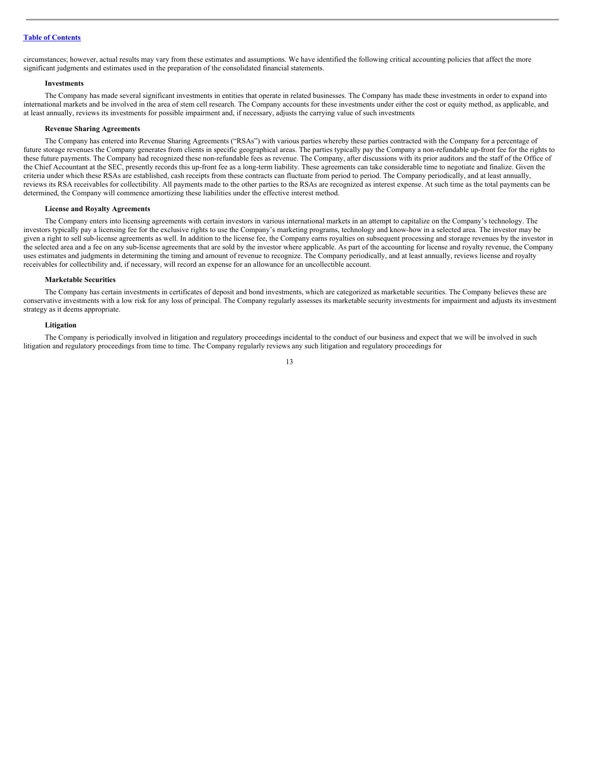circumstances; however, actual results may vary from these estimates and assumptions. We have identified the following critical accounting policies that affect the more significant judgments and estimates used in the preparation of the consolidated financial statements.

**Investments**

The Company has made several significant investments in entities that operate in related businesses. The Company has made these investments in order to expand into international markets and be involved in the area of stem cell research. The Company accounts for these investments under either the cost or equity method, as applicable, and at least annually, reviews its investments for possible impairment and, if necessary, adjusts the carrying value of such investments

**Revenue Sharing Agreements**

The Company has entered into Revenue Sharing Agreements ("RSAs") with various parties whereby these parties contracted with the Company for a percentage of future storage revenues the Company generates from clients in specific geographical areas. The parties typically pay the Company a non-refundable up-front fee for the rights to these future payments. The Company had recognized these non-refundable fees as revenue. The Company, after discussions with its prior auditors and the staff of the Office of the Chief Accountant at the SEC, presently records this up-front fee as a long-term liability. These agreements can take considerable time to negotiate and finalize. Given the criteria under which these RSAs are established, cash receipts from these contracts can fluctuate from period to period. The Company periodically, and at least annually, reviews its RSA receivables for collectibility. All payments made to the other parties to the RSAs are recognized as interest expense. At such time as the total payments can be determined, the Company will commence amortizing these liabilities under the effective interest method.

**License and Royalty Agreements**

The Company enters into licensing agreements with certain investors in various international markets in an attempt to capitalize on the Company's technology. The investors typically pay a licensing fee for the exclusive rights to use the Company's marketing programs, technology and know-how in a selected area. The investor may be given a right to sell sub-license agreements as well. In addition to the license fee, the Company earns royalties on subsequent processing and storage revenues by the investor in the selected area and a fee on any sub-license agreements that are sold by the investor where applicable. As part of the accounting for license and royalty revenue, the Company uses estimates and judgments in determining the timing and amount of revenue to recognize. The Company periodically, and at least annually, reviews license and royalty receivables for collectibility and, if necessary, will record an expense for an allowance for an uncollectible account.

**Marketable Securities**

The Company has certain investments in certificates of deposit and bond investments, which are categorized as marketable securities. The Company believes these are conservative investments with a low risk for any loss of principal. The Company regularly assesses its marketable security investments for impairment and adjusts its investment strategy as it deems appropriate.

**Litigation**

The Company is periodically involved in litigation and regulatory proceedings incidental to the conduct of our business and expect that we will be involved in such litigation and regulatory proceedings from time to time. The Company regularly reviews any such litigation and regulatory proceedings for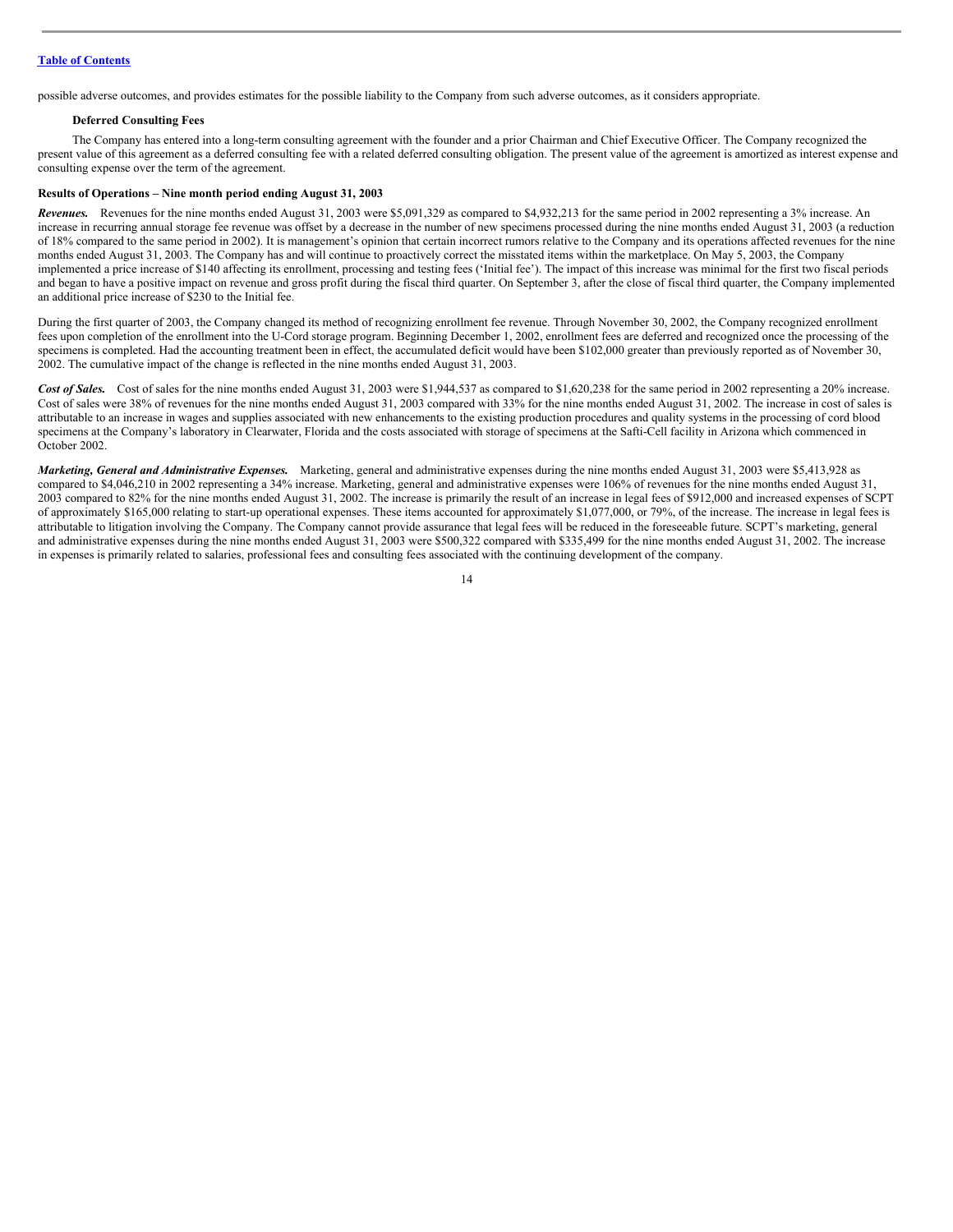possible adverse outcomes, and provides estimates for the possible liability to the Company from such adverse outcomes, as it considers appropriate.

**Deferred Consulting Fees**

The Company has entered into a long-term consulting agreement with the founder and a prior Chairman and Chief Executive Officer. The Company recognized the present value of this agreement as a deferred consulting fee with a related deferred consulting obligation. The present value of the agreement is amortized as interest expense and consulting expense over the term of the agreement.

**Results of Operations – Nine month period ending August 31, 2003**

***Revenues.*** Revenues for the nine months ended August 31, 2003 were $5,091,329 as compared to $4,932,213 for the same period in 2002 representing a 3% increase. An increase in recurring annual storage fee revenue was offset by a decrease in the number of new specimens processed during the nine months ended August 31, 2003 (a reduction of 18% compared to the same period in 2002). It is management's opinion that certain incorrect rumors relative to the Company and its operations affected revenues for the nine months ended August 31, 2003. The Company has and will continue to proactively correct the misstated items within the marketplace. On May 5, 2003, the Company implemented a price increase of $140 affecting its enrollment, processing and testing fees ('Initial fee'). The impact of this increase was minimal for the first two fiscal periods and began to have a positive impact on revenue and gross profit during the fiscal third quarter. On September 3, after the close of fiscal third quarter, the Company implemented an additional price increase of $230 to the Initial fee.

During the first quarter of 2003, the Company changed its method of recognizing enrollment fee revenue. Through November 30, 2002, the Company recognized enrollment fees upon completion of the enrollment into the U-Cord storage program. Beginning December 1, 2002, enrollment fees are deferred and recognized once the processing of the specimens is completed. Had the accounting treatment been in effect, the accumulated deficit would have been $102,000 greater than previously reported as of November 30, 2002. The cumulative impact of the change is reflected in the nine months ended August 31, 2003.

***Cost of Sales.*** Cost of sales for the nine months ended August 31, 2003 were $1,944,537 as compared to $1,620,238 for the same period in 2002 representing a 20% increase. Cost of sales were 38% of revenues for the nine months ended August 31, 2003 compared with 33% for the nine months ended August 31, 2002. The increase in cost of sales is attributable to an increase in wages and supplies associated with new enhancements to the existing production procedures and quality systems in the processing of cord blood specimens at the Company's laboratory in Clearwater, Florida and the costs associated with storage of specimens at the Safti-Cell facility in Arizona which commenced in October 2002.

***Marketing, General and Administrative Expenses.*** Marketing, general and administrative expenses during the nine months ended August 31, 2003 were $5,413,928 as compared to $4,046,210 in 2002 representing a 34% increase. Marketing, general and administrative expenses were 106% of revenues for the nine months ended August 31, 2003 compared to 82% for the nine months ended August 31, 2002. The increase is primarily the result of an increase in legal fees of $912,000 and increased expenses of SCPT of approximately $165,000 relating to start-up operational expenses. These items accounted for approximately $1,077,000, or 79%, of the increase. The increase in legal fees is attributable to litigation involving the Company. The Company cannot provide assurance that legal fees will be reduced in the foreseeable future. SCPT's marketing, general and administrative expenses during the nine months ended August 31, 2003 were $500,322 compared with $335,499 for the nine months ended August 31, 2002. The increase in expenses is primarily related to salaries, professional fees and consulting fees associated with the continuing development of the company.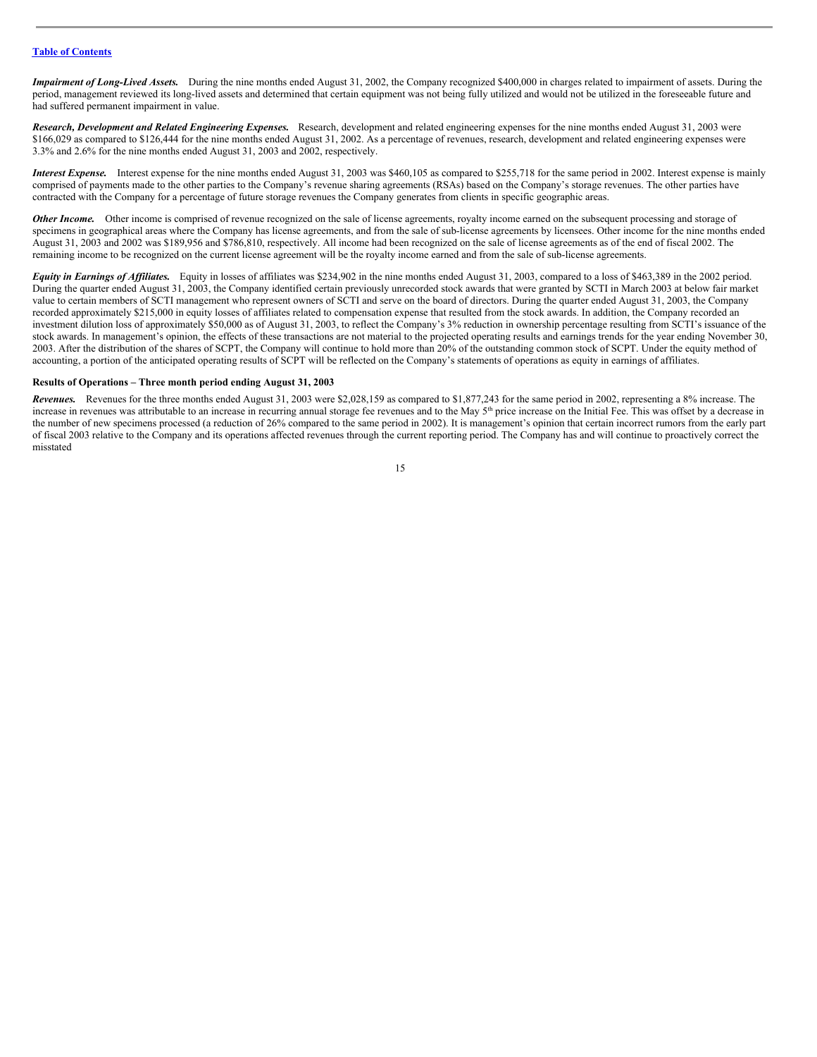[Table of Contents](#)

***Impairment of Long-Lived Assets.*** During the nine months ended August 31, 2002, the Company recognized $400,000 in charges related to impairment of assets. During the period, management reviewed its long-lived assets and determined that certain equipment was not being fully utilized and would not be utilized in the foreseeable future and had suffered permanent impairment in value.

***Research, Development and Related Engineering Expenses.*** Research, development and related engineering expenses for the nine months ended August 31, 2003 were $166,029 as compared to $126,444 for the nine months ended August 31, 2002. As a percentage of revenues, research, development and related engineering expenses were 3.3% and 2.6% for the nine months ended August 31, 2003 and 2002, respectively.

***Interest Expense.*** Interest expense for the nine months ended August 31, 2003 was $460,105 as compared to $255,718 for the same period in 2002. Interest expense is mainly comprised of payments made to the other parties to the Company's revenue sharing agreements (RSAs) based on the Company's storage revenues. The other parties have contracted with the Company for a percentage of future storage revenues the Company generates from clients in specific geographic areas.

***Other Income.*** Other income is comprised of revenue recognized on the sale of license agreements, royalty income earned on the subsequent processing and storage of specimens in geographical areas where the Company has license agreements, and from the sale of sub-license agreements by licensees. Other income for the nine months ended August 31, 2003 and 2002 was $189,956 and $786,810, respectively. All income had been recognized on the sale of license agreements as of the end of fiscal 2002. The remaining income to be recognized on the current license agreement will be the royalty income earned and from the sale of sub-license agreements.

***Equity in Earnings of Affiliates.*** Equity in losses of affiliates was $234,902 in the nine months ended August 31, 2003, compared to a loss of $463,389 in the 2002 period. During the quarter ended August 31, 2003, the Company identified certain previously unrecorded stock awards that were granted by SCTI in March 2003 at below fair market value to certain members of SCTI management who represent owners of SCTI and serve on the board of directors. During the quarter ended August 31, 2003, the Company recorded approximately $215,000 in equity losses of affiliates related to compensation expense that resulted from the stock awards. In addition, the Company recorded an investment dilution loss of approximately $50,000 as of August 31, 2003, to reflect the Company's 3% reduction in ownership percentage resulting from SCTI's issuance of the stock awards. In management's opinion, the effects of these transactions are not material to the projected operating results and earnings trends for the year ending November 30, 2003. After the distribution of the shares of SCPT, the Company will continue to hold more than 20% of the outstanding common stock of SCPT. Under the equity method of accounting, a portion of the anticipated operating results of SCPT will be reflected on the Company's statements of operations as equity in earnings of affiliates.

**Results of Operations – Three month period ending August 31, 2003**

***Revenues.*** Revenues for the three months ended August 31, 2003 were $2,028,159 as compared to $1,877,243 for the same period in 2002, representing a 8% increase. The increase in revenues was attributable to an increase in recurring annual storage fee revenues and to the May 5th price increase on the Initial Fee. This was offset by a decrease in the number of new specimens processed (a reduction of 26% compared to the same period in 2002). It is management's opinion that certain incorrect rumors from the early part of fiscal 2003 relative to the Company and its operations affected revenues through the current reporting period. The Company has and will continue to proactively correct the misstated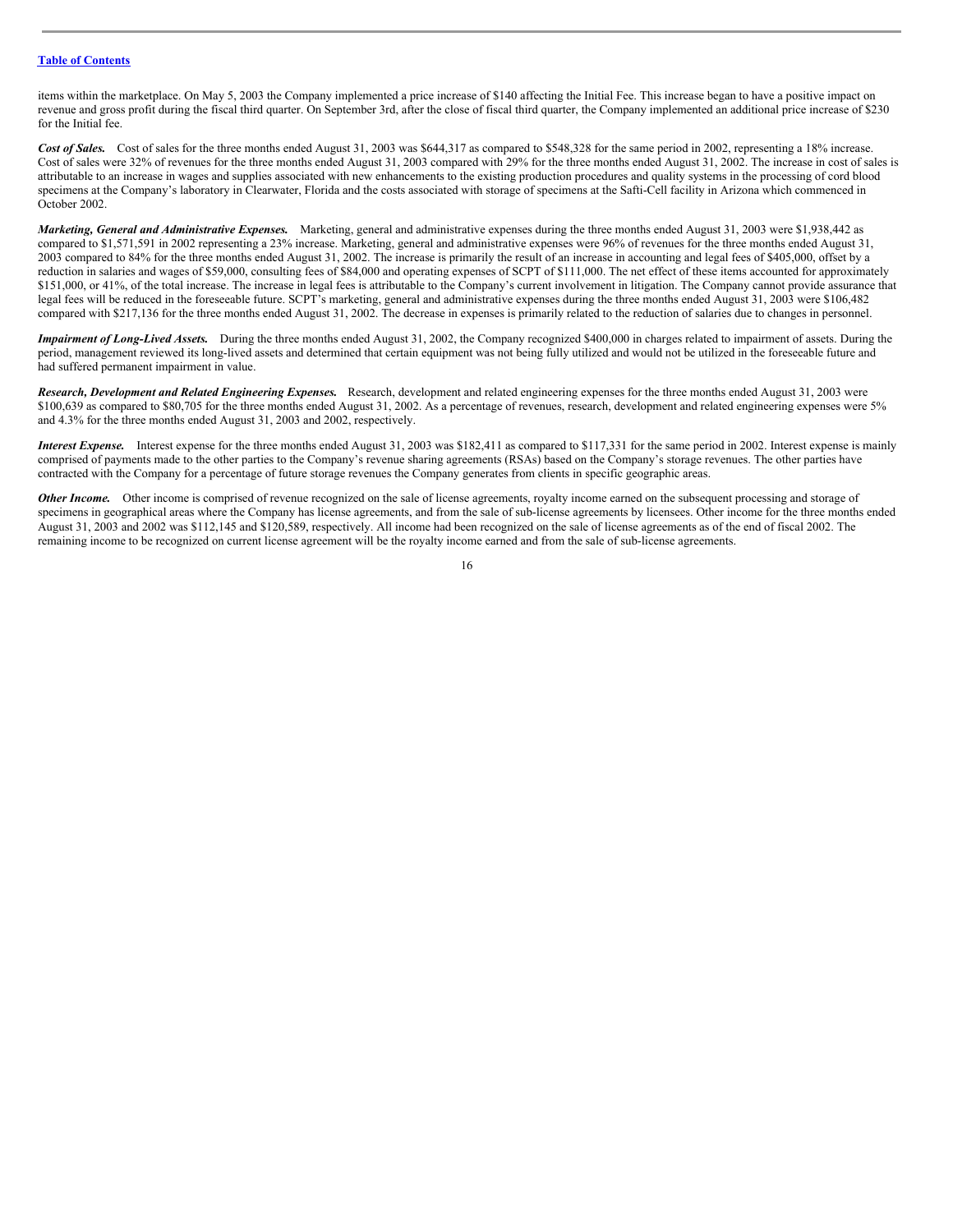items within the marketplace. On May 5, 2003 the Company implemented a price increase of $140 affecting the Initial Fee. This increase began to have a positive impact on revenue and gross profit during the fiscal third quarter. On September 3rd, after the close of fiscal third quarter, the Company implemented an additional price increase of $230 for the Initial fee.

***Cost of Sales.*** Cost of sales for the three months ended August 31, 2003 was $644,317 as compared to $548,328 for the same period in 2002, representing a 18% increase. Cost of sales were 32% of revenues for the three months ended August 31, 2003 compared with 29% for the three months ended August 31, 2002. The increase in cost of sales is attributable to an increase in wages and supplies associated with new enhancements to the existing production procedures and quality systems in the processing of cord blood specimens at the Company's laboratory in Clearwater, Florida and the costs associated with storage of specimens at the Safti-Cell facility in Arizona which commenced in October 2002.

***Marketing, General and Administrative Expenses.*** Marketing, general and administrative expenses during the three months ended August 31, 2003 were $1,938,442 as compared to $1,571,591 in 2002 representing a 23% increase. Marketing, general and administrative expenses were 96% of revenues for the three months ended August 31, 2003 compared to 84% for the three months ended August 31, 2002. The increase is primarily the result of an increase in accounting and legal fees of $405,000, offset by a reduction in salaries and wages of $59,000, consulting fees of $84,000 and operating expenses of SCPT of $111,000. The net effect of these items accounted for approximately $151,000, or 41%, of the total increase. The increase in legal fees is attributable to the Company's current involvement in litigation. The Company cannot provide assurance that legal fees will be reduced in the foreseeable future. SCPT's marketing, general and administrative expenses during the three months ended August 31, 2003 were $106,482 compared with $217,136 for the three months ended August 31, 2002. The decrease in expenses is primarily related to the reduction of salaries due to changes in personnel.

***Impairment of Long-Lived Assets.*** During the three months ended August 31, 2002, the Company recognized $400,000 in charges related to impairment of assets. During the period, management reviewed its long-lived assets and determined that certain equipment was not being fully utilized and would not be utilized in the foreseeable future and had suffered permanent impairment in value.

***Research, Development and Related Engineering Expenses.*** Research, development and related engineering expenses for the three months ended August 31, 2003 were $100,639 as compared to $80,705 for the three months ended August 31, 2002. As a percentage of revenues, research, development and related engineering expenses were 5% and 4.3% for the three months ended August 31, 2003 and 2002, respectively.

***Interest Expense.*** Interest expense for the three months ended August 31, 2003 was $182,411 as compared to $117,331 for the same period in 2002. Interest expense is mainly comprised of payments made to the other parties to the Company's revenue sharing agreements (RSAs) based on the Company's storage revenues. The other parties have contracted with the Company for a percentage of future storage revenues the Company generates from clients in specific geographic areas.

***Other Income.*** Other income is comprised of revenue recognized on the sale of license agreements, royalty income earned on the subsequent processing and storage of specimens in geographical areas where the Company has license agreements, and from the sale of sub-license agreements by licensees. Other income for the three months ended August 31, 2003 and 2002 was $112,145 and $120,589, respectively. All income had been recognized on the sale of license agreements as of the end of fiscal 2002. The remaining income to be recognized on current license agreement will be the royalty income earned and from the sale of sub-license agreements.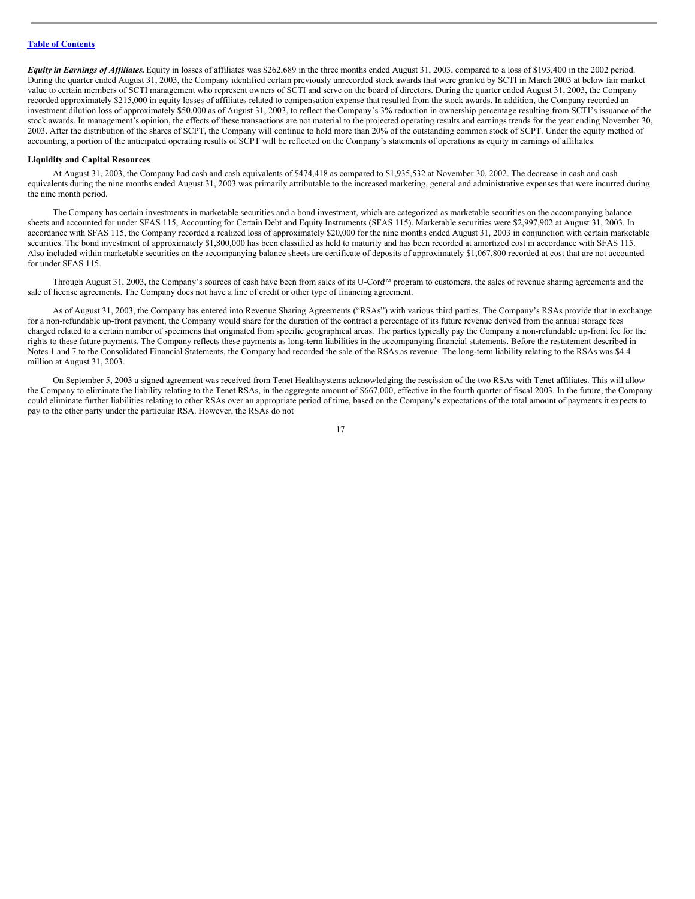[Table of Contents](#)

***Equity in Earnings of Affiliates.*** Equity in losses of affiliates was $262,689 in the three months ended August 31, 2003, compared to a loss of $193,400 in the 2002 period. During the quarter ended August 31, 2003, the Company identified certain previously unrecorded stock awards that were granted by SCTI in March 2003 at below fair market value to certain members of SCTI management who represent owners of SCTI and serve on the board of directors. During the quarter ended August 31, 2003, the Company recorded approximately $215,000 in equity losses of affiliates related to compensation expense that resulted from the stock awards. In addition, the Company recorded an investment dilution loss of approximately $50,000 as of August 31, 2003, to reflect the Company's 3% reduction in ownership percentage resulting from SCTI's issuance of the stock awards. In management's opinion, the effects of these transactions are not material to the projected operating results and earnings trends for the year ending November 30, 2003. After the distribution of the shares of SCPT, the Company will continue to hold more than 20% of the outstanding common stock of SCPT. Under the equity method of accounting, a portion of the anticipated operating results of SCPT will be reflected on the Company's statements of operations as equity in earnings of affiliates.

**Liquidity and Capital Resources**

At August 31, 2003, the Company had cash and cash equivalents of $474,418 as compared to $1,935,532 at November 30, 2002. The decrease in cash and cash equivalents during the nine months ended August 31, 2003 was primarily attributable to the increased marketing, general and administrative expenses that were incurred during the nine month period.

The Company has certain investments in marketable securities and a bond investment, which are categorized as marketable securities on the accompanying balance sheets and accounted for under SFAS 115, Accounting for Certain Debt and Equity Instruments (SFAS 115). Marketable securities were $2,997,902 at August 31, 2003. In accordance with SFAS 115, the Company recorded a realized loss of approximately $20,000 for the nine months ended August 31, 2003 in conjunction with certain marketable securities. The bond investment of approximately $1,800,000 has been classified as held to maturity and has been recorded at amortized cost in accordance with SFAS 115. Also included within marketable securities on the accompanying balance sheets are certificate of deposits of approximately $1,067,800 recorded at cost that are not accounted for under SFAS 115.

Through August 31, 2003, the Company's sources of cash have been from sales of its U-Cord™ program to customers, the sales of revenue sharing agreements and the sale of license agreements. The Company does not have a line of credit or other type of financing agreement.

As of August 31, 2003, the Company has entered into Revenue Sharing Agreements ("RSAs") with various third parties. The Company's RSAs provide that in exchange for a non-refundable up-front payment, the Company would share for the duration of the contract a percentage of its future revenue derived from the annual storage fees charged related to a certain number of specimens that originated from specific geographical areas. The parties typically pay the Company a non-refundable up-front fee for the rights to these future payments. The Company reflects these payments as long-term liabilities in the accompanying financial statements. Before the restatement described in Notes 1 and 7 to the Consolidated Financial Statements, the Company had recorded the sale of the RSAs as revenue. The long-term liability relating to the RSAs was $4.4 million at August 31, 2003.

On September 5, 2003 a signed agreement was received from Tenet Healthsystems acknowledging the rescission of the two RSAs with Tenet affiliates. This will allow the Company to eliminate the liability relating to the Tenet RSAs, in the aggregate amount of $667,000, effective in the fourth quarter of fiscal 2003. In the future, the Company could eliminate further liabilities relating to other RSAs over an appropriate period of time, based on the Company's expectations of the total amount of payments it expects to pay to the other party under the particular RSA. However, the RSAs do not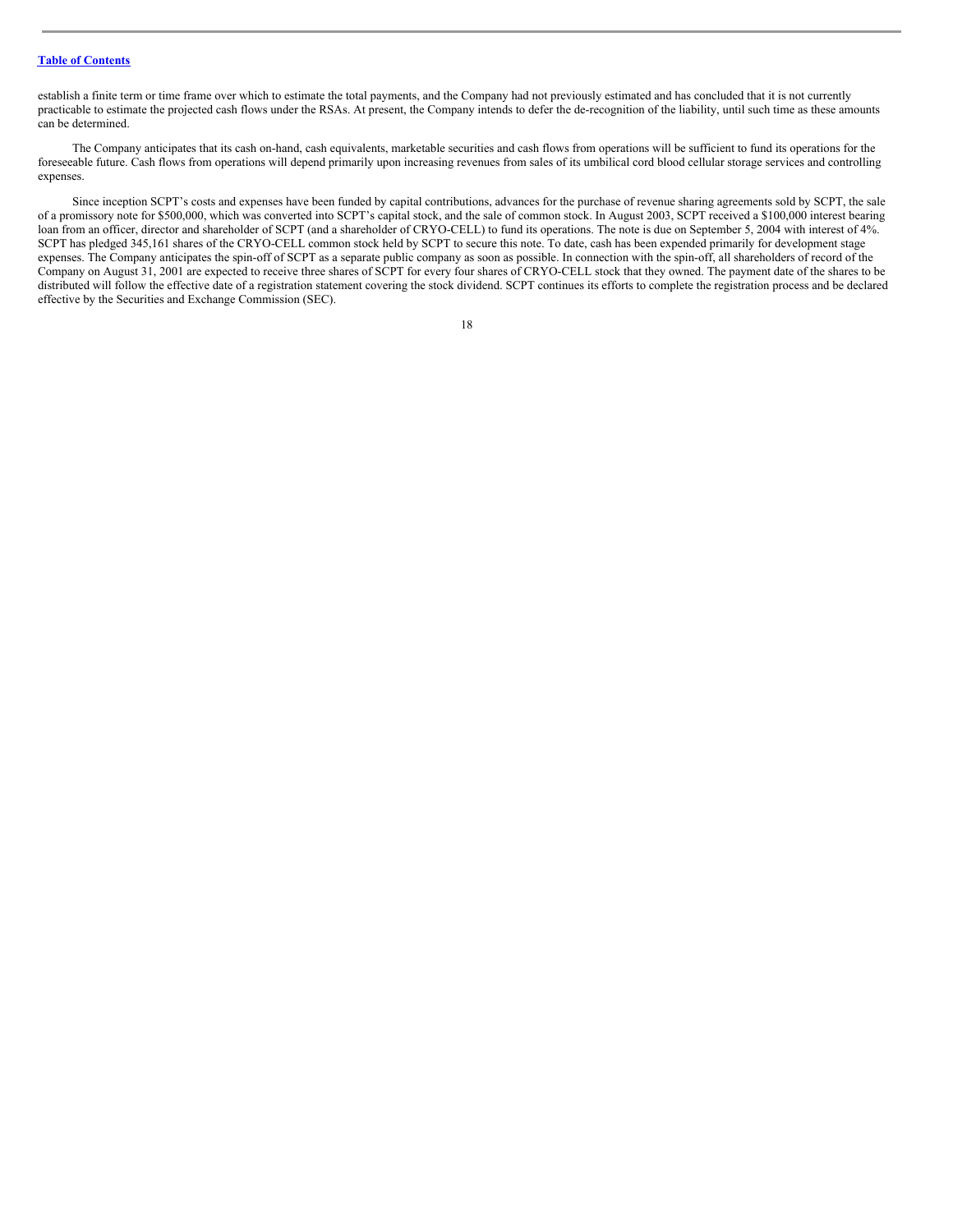establish a finite term or time frame over which to estimate the total payments, and the Company had not previously estimated and has concluded that it is not currently practicable to estimate the projected cash flows under the RSAs. At present, the Company intends to defer the de-recognition of the liability, until such time as these amounts can be determined.

The Company anticipates that its cash on-hand, cash equivalents, marketable securities and cash flows from operations will be sufficient to fund its operations for the foreseeable future. Cash flows from operations will depend primarily upon increasing revenues from sales of its umbilical cord blood cellular storage services and controlling expenses.

Since inception SCPT's costs and expenses have been funded by capital contributions, advances for the purchase of revenue sharing agreements sold by SCPT, the sale of a promissory note for $500,000, which was converted into SCPT's capital stock, and the sale of common stock. In August 2003, SCPT received a $100,000 interest bearing loan from an officer, director and shareholder of SCPT (and a shareholder of CRYO-CELL) to fund its operations. The note is due on September 5, 2004 with interest of 4%. SCPT has pledged 345,161 shares of the CRYO-CELL common stock held by SCPT to secure this note. To date, cash has been expended primarily for development stage expenses. The Company anticipates the spin-off of SCPT as a separate public company as soon as possible. In connection with the spin-off, all shareholders of record of the Company on August 31, 2001 are expected to receive three shares of SCPT for every four shares of CRYO-CELL stock that they owned. The payment date of the shares to be distributed will follow the effective date of a registration statement covering the stock dividend. SCPT continues its efforts to complete the registration process and be declared effective by the Securities and Exchange Commission (SEC).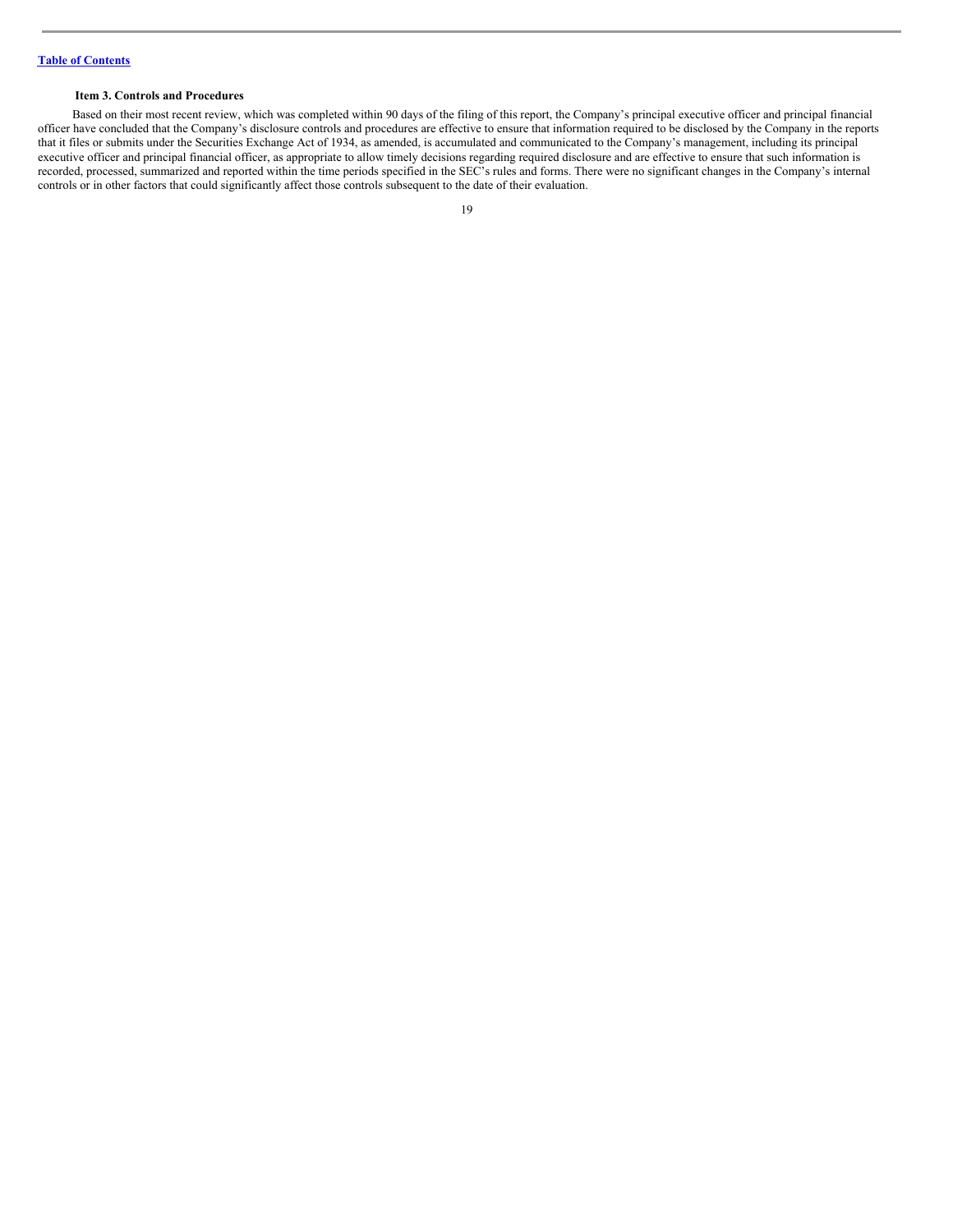### Item 3. Controls and Procedures

Based on their most recent review, which was completed within 90 days of the filing of this report, the Company's principal executive officer and principal financial officer have concluded that the Company's disclosure controls and procedures are effective to ensure that information required to be disclosed by the Company in the reports that it files or submits under the Securities Exchange Act of 1934, as amended, is accumulated and communicated to the Company's management, including its principal executive officer and principal financial officer, as appropriate to allow timely decisions regarding required disclosure and are effective to ensure that such information is recorded, processed, summarized and reported within the time periods specified in the SEC's rules and forms. There were no significant changes in the Company's internal controls or in other factors that could significantly affect those controls subsequent to the date of their evaluation.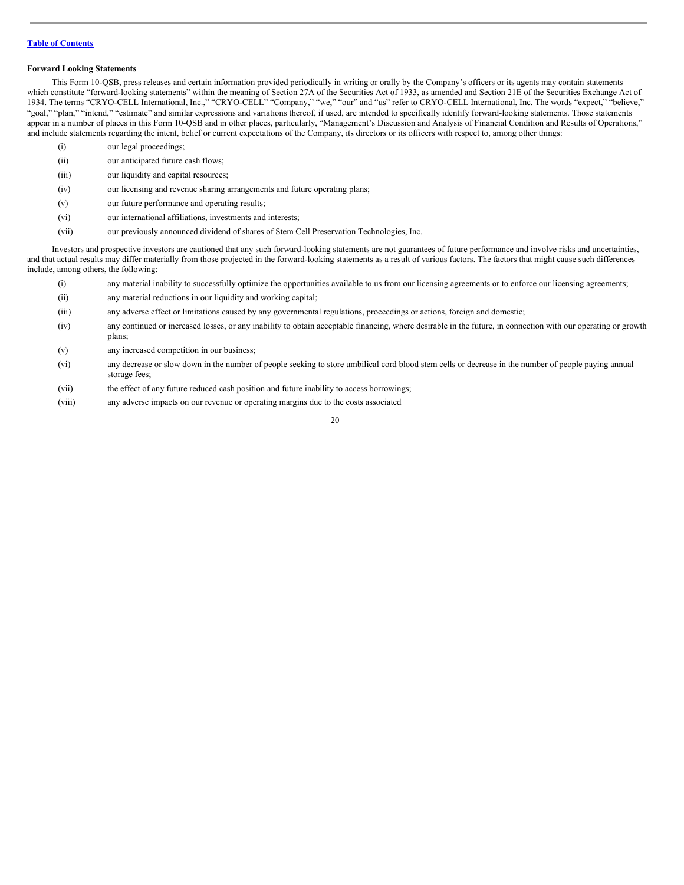[Table of Contents](#)

**Forward Looking Statements**

This Form 10-QSB, press releases and certain information provided periodically in writing or orally by the Company's officers or its agents may contain statements which constitute "forward-looking statements" within the meaning of Section 27A of the Securities Act of 1933, as amended and Section 21E of the Securities Exchange Act of 1934. The terms "CRYO-CELL International, Inc.," "CRYO-CELL" "Company," "we," "our" and "us" refer to CRYO-CELL International, Inc. The words "expect," "believe," "goal," "plan," "intend," "estimate" and similar expressions and variations thereof, if used, are intended to specifically identify forward-looking statements. Those statements appear in a number of places in this Form 10-QSB and in other places, particularly, "Management's Discussion and Analysis of Financial Condition and Results of Operations," and include statements regarding the intent, belief or current expectations of the Company, its directors or its officers with respect to, among other things:

(i) our legal proceedings;

(ii) our anticipated future cash flows;

(iii) our liquidity and capital resources;

(iv) our licensing and revenue sharing arrangements and future operating plans;

(v) our future performance and operating results;

(vi) our international affiliations, investments and interests;

(vii) our previously announced dividend of shares of Stem Cell Preservation Technologies, Inc.

Investors and prospective investors are cautioned that any such forward-looking statements are not guarantees of future performance and involve risks and uncertainties, and that actual results may differ materially from those projected in the forward-looking statements as a result of various factors. The factors that might cause such differences include, among others, the following:

(i) any material inability to successfully optimize the opportunities available to us from our licensing agreements or to enforce our licensing agreements;

(ii) any material reductions in our liquidity and working capital;

(iii) any adverse effect or limitations caused by any governmental regulations, proceedings or actions, foreign and domestic;

(iv) any continued or increased losses, or any inability to obtain acceptable financing, where desirable in the future, in connection with our operating or growth plans;

(v) any increased competition in our business;

(vi) any decrease or slow down in the number of people seeking to store umbilical cord blood stem cells or decrease in the number of people paying annual storage fees;

(vii) the effect of any future reduced cash position and future inability to access borrowings;

(viii) any adverse impacts on our revenue or operating margins due to the costs associated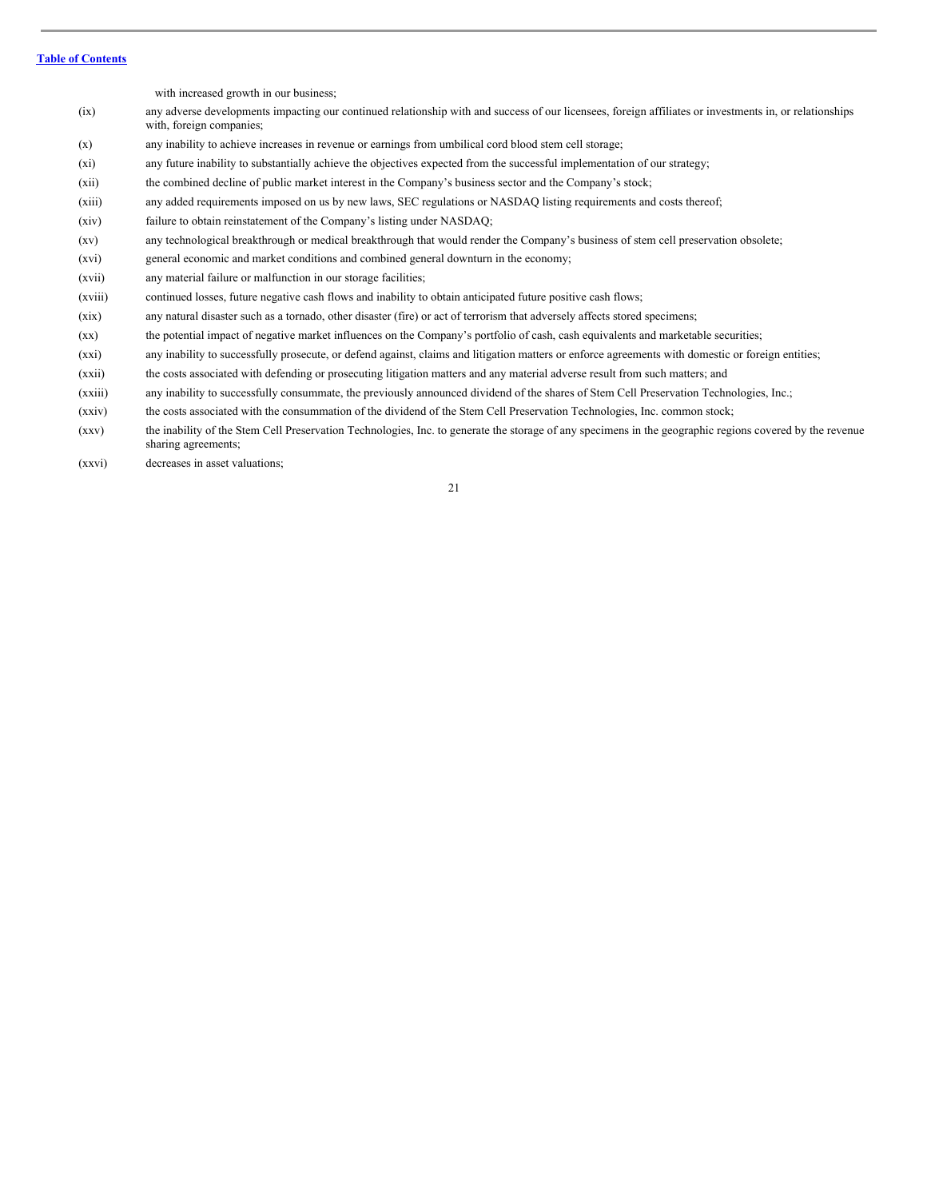with increased growth in our business;

(ix) any adverse developments impacting our continued relationship with and success of our licensees, foreign affiliates or investments in, or relationships with, foreign companies;

(x) any inability to achieve increases in revenue or earnings from umbilical cord blood stem cell storage;

(xi) any future inability to substantially achieve the objectives expected from the successful implementation of our strategy;

(xii) the combined decline of public market interest in the Company's business sector and the Company's stock;

(xiii) any added requirements imposed on us by new laws, SEC regulations or NASDAQ listing requirements and costs thereof;

(xiv) failure to obtain reinstatement of the Company's listing under NASDAQ;

(xv) any technological breakthrough or medical breakthrough that would render the Company's business of stem cell preservation obsolete;

(xvi) general economic and market conditions and combined general downturn in the economy;

(xvii) any material failure or malfunction in our storage facilities;

(xviii) continued losses, future negative cash flows and inability to obtain anticipated future positive cash flows;

(xix) any natural disaster such as a tornado, other disaster (fire) or act of terrorism that adversely affects stored specimens;

(xx) the potential impact of negative market influences on the Company's portfolio of cash, cash equivalents and marketable securities;

(xxi) any inability to successfully prosecute, or defend against, claims and litigation matters or enforce agreements with domestic or foreign entities;

(xxii) the costs associated with defending or prosecuting litigation matters and any material adverse result from such matters; and

(xxiii) any inability to successfully consummate, the previously announced dividend of the shares of Stem Cell Preservation Technologies, Inc.;

(xxiv) the costs associated with the consummation of the dividend of the Stem Cell Preservation Technologies, Inc. common stock;

(xxv) the inability of the Stem Cell Preservation Technologies, Inc. to generate the storage of any specimens in the geographic regions covered by the revenue sharing agreements;

(xxvi) decreases in asset valuations;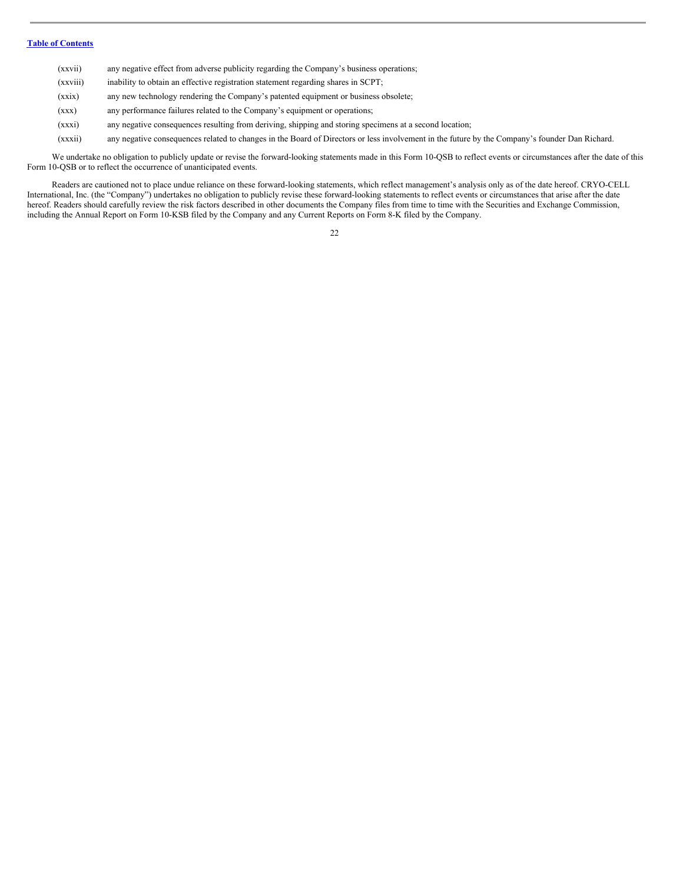[Table of Contents](#)

(xxvii) any negative effect from adverse publicity regarding the Company's business operations;

(xxviii) inability to obtain an effective registration statement regarding shares in SCPT;

(xxix) any new technology rendering the Company's patented equipment or business obsolete;

(xxx) any performance failures related to the Company's equipment or operations;

(xxxi) any negative consequences resulting from deriving, shipping and storing specimens at a second location;

(xxxii) any negative consequences related to changes in the Board of Directors or less involvement in the future by the Company's founder Dan Richard.

We undertake no obligation to publicly update or revise the forward-looking statements made in this Form 10-QSB to reflect events or circumstances after the date of this Form 10-QSB or to reflect the occurrence of unanticipated events.

Readers are cautioned not to place undue reliance on these forward-looking statements, which reflect management's analysis only as of the date hereof. CRYO-CELL International, Inc. (the "Company") undertakes no obligation to publicly revise these forward-looking statements to reflect events or circumstances that arise after the date hereof. Readers should carefully review the risk factors described in other documents the Company files from time to time with the Securities and Exchange Commission, including the Annual Report on Form 10-KSB filed by the Company and any Current Reports on Form 8-K filed by the Company.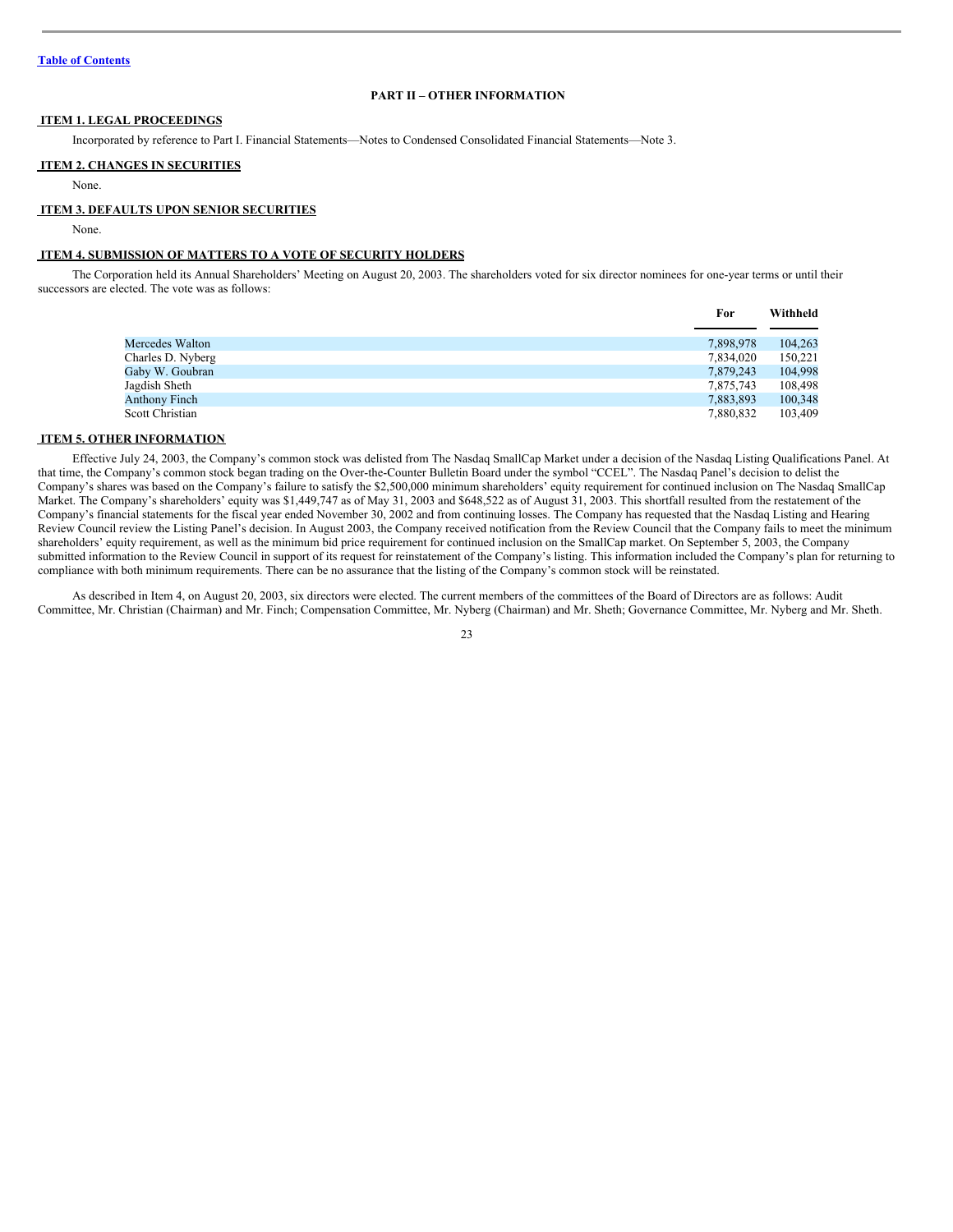[Table of Contents](#)

## PART II – OTHER INFORMATION

### ITEM 1. LEGAL PROCEEDINGS

Incorporated by reference to Part I. Financial Statements—Notes to Condensed Consolidated Financial Statements—Note 3.

### ITEM 2. CHANGES IN SECURITIES

None.

### ITEM 3. DEFAULTS UPON SENIOR SECURITIES

None.

### ITEM 4. SUBMISSION OF MATTERS TO A VOTE OF SECURITY HOLDERS

The Corporation held its Annual Shareholders' Meeting on August 20, 2003. The shareholders voted for six director nominees for one-year terms or until their successors are elected. The vote was as follows:

| | For | Withheld |
|---|---|---|
| Mercedes Walton | 7,898,978 | 104,263 |
| Charles D. Nyberg | 7,834,020 | 150,221 |
| Gaby W. Goubran | 7,879,243 | 104,998 |
| Jagdish Sheth | 7,875,743 | 108,498 |
| Anthony Finch | 7,883,893 | 100,348 |
| Scott Christian | 7,880,832 | 103,409 |

### ITEM 5. OTHER INFORMATION

Effective July 24, 2003, the Company's common stock was delisted from The Nasdaq SmallCap Market under a decision of the Nasdaq Listing Qualifications Panel. At that time, the Company's common stock began trading on the Over-the-Counter Bulletin Board under the symbol "CCEL". The Nasdaq Panel's decision to delist the Company's shares was based on the Company's failure to satisfy the $2,500,000 minimum shareholders' equity requirement for continued inclusion on The Nasdaq SmallCap Market. The Company's shareholders' equity was $1,449,747 as of May 31, 2003 and $648,522 as of August 31, 2003. This shortfall resulted from the restatement of the Company's financial statements for the fiscal year ended November 30, 2002 and from continuing losses. The Company has requested that the Nasdaq Listing and Hearing Review Council review the Listing Panel's decision. In August 2003, the Company received notification from the Review Council that the Company fails to meet the minimum shareholders' equity requirement, as well as the minimum bid price requirement for continued inclusion on the SmallCap market. On September 5, 2003, the Company submitted information to the Review Council in support of its request for reinstatement of the Company's listing. This information included the Company's plan for returning to compliance with both minimum requirements. There can be no assurance that the listing of the Company's common stock will be reinstated.

As described in Item 4, on August 20, 2003, six directors were elected. The current members of the committees of the Board of Directors are as follows: Audit Committee, Mr. Christian (Chairman) and Mr. Finch; Compensation Committee, Mr. Nyberg (Chairman) and Mr. Sheth; Governance Committee, Mr. Nyberg and Mr. Sheth.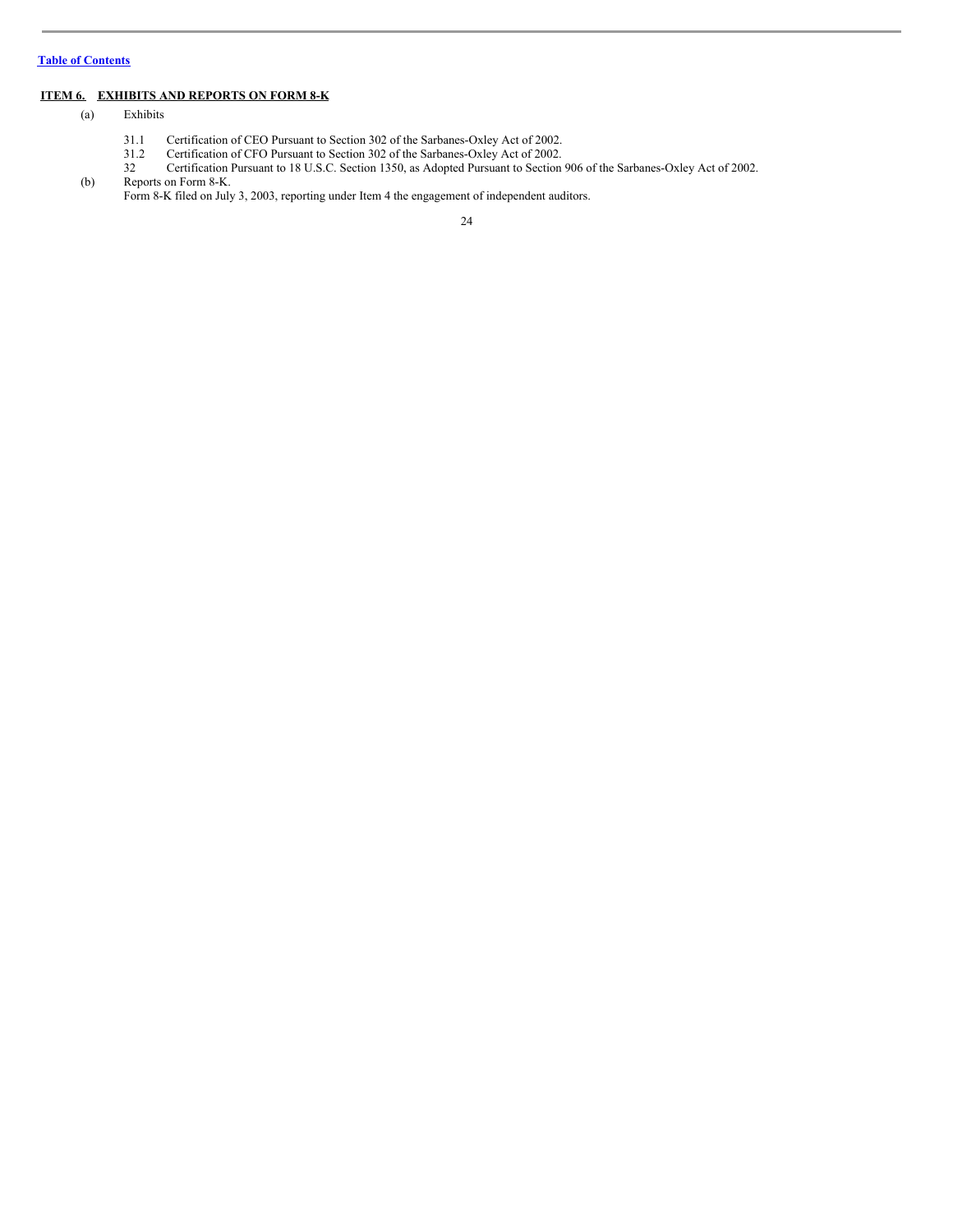[Table of Contents](#)

## ITEM 6. EXHIBITS AND REPORTS ON FORM 8-K

(a) Exhibits

- 31.1 Certification of CEO Pursuant to Section 302 of the Sarbanes-Oxley Act of 2002.
- 31.2 Certification of CFO Pursuant to Section 302 of the Sarbanes-Oxley Act of 2002.
- 32 Certification Pursuant to 18 U.S.C. Section 1350, as Adopted Pursuant to Section 906 of the Sarbanes-Oxley Act of 2002.

(b) Reports on Form 8-K.

Form 8-K filed on July 3, 2003, reporting under Item 4 the engagement of independent auditors.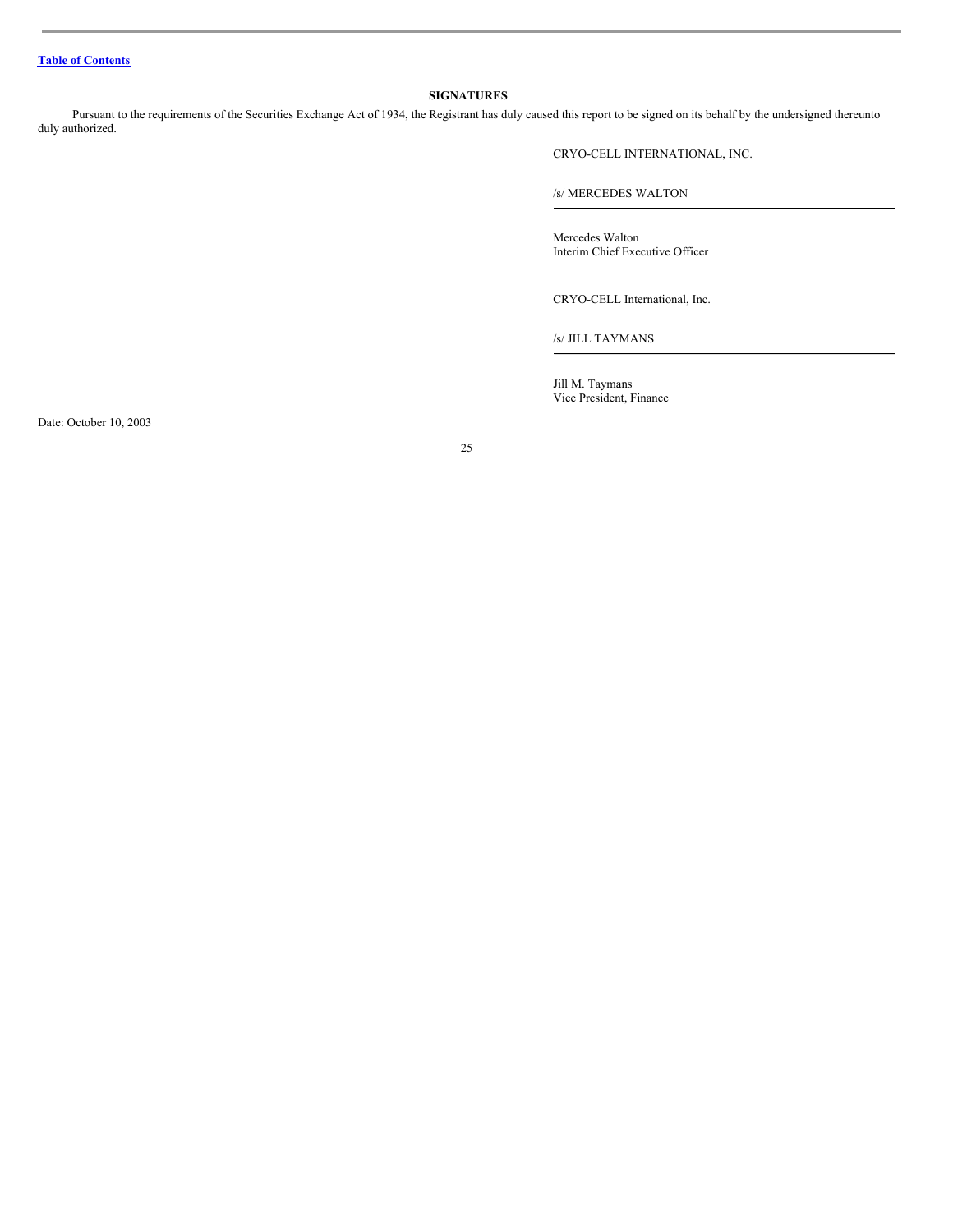[Table of Contents](#)

## SIGNATURES

Pursuant to the requirements of the Securities Exchange Act of 1934, the Registrant has duly caused this report to be signed on its behalf by the undersigned thereunto duly authorized.

CRYO-CELL INTERNATIONAL, INC.

/s/ MERCEDES WALTON

Mercedes Walton
Interim Chief Executive Officer

CRYO-CELL International, Inc.

/s/ JILL TAYMANS

Jill M. Taymans
Vice President, Finance

Date: October 10, 2003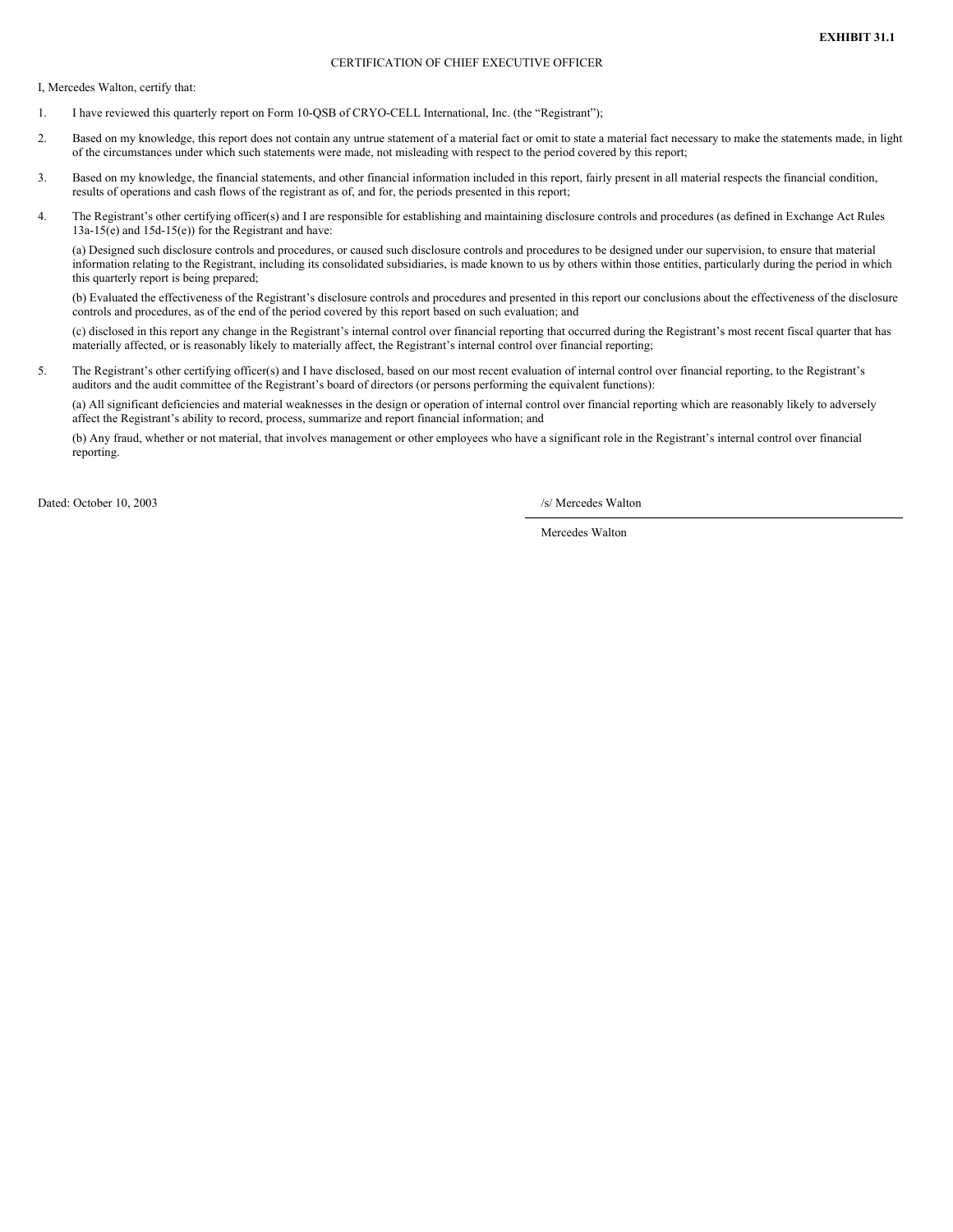**EXHIBIT 31.1**

CERTIFICATION OF CHIEF EXECUTIVE OFFICER

I, Mercedes Walton, certify that:

1. I have reviewed this quarterly report on Form 10-QSB of CRYO-CELL International, Inc. (the "Registrant");

2. Based on my knowledge, this report does not contain any untrue statement of a material fact or omit to state a material fact necessary to make the statements made, in light of the circumstances under which such statements were made, not misleading with respect to the period covered by this report;

3. Based on my knowledge, the financial statements, and other financial information included in this report, fairly present in all material respects the financial condition, results of operations and cash flows of the registrant as of, and for, the periods presented in this report;

4. The Registrant's other certifying officer(s) and I are responsible for establishing and maintaining disclosure controls and procedures (as defined in Exchange Act Rules 13a-15(e) and 15d-15(e)) for the Registrant and have:

   (a) Designed such disclosure controls and procedures, or caused such disclosure controls and procedures to be designed under our supervision, to ensure that material information relating to the Registrant, including its consolidated subsidiaries, is made known to us by others within those entities, particularly during the period in which this quarterly report is being prepared;

   (b) Evaluated the effectiveness of the Registrant's disclosure controls and procedures and presented in this report our conclusions about the effectiveness of the disclosure controls and procedures, as of the end of the period covered by this report based on such evaluation; and

   (c) disclosed in this report any change in the Registrant's internal control over financial reporting that occurred during the Registrant's most recent fiscal quarter that has materially affected, or is reasonably likely to materially affect, the Registrant's internal control over financial reporting;

5. The Registrant's other certifying officer(s) and I have disclosed, based on our most recent evaluation of internal control over financial reporting, to the Registrant's auditors and the audit committee of the Registrant's board of directors (or persons performing the equivalent functions):

   (a) All significant deficiencies and material weaknesses in the design or operation of internal control over financial reporting which are reasonably likely to adversely affect the Registrant's ability to record, process, summarize and report financial information; and

   (b) Any fraud, whether or not material, that involves management or other employees who have a significant role in the Registrant's internal control over financial reporting.

Dated: October 10, 2003

/s/ Mercedes Walton

Mercedes Walton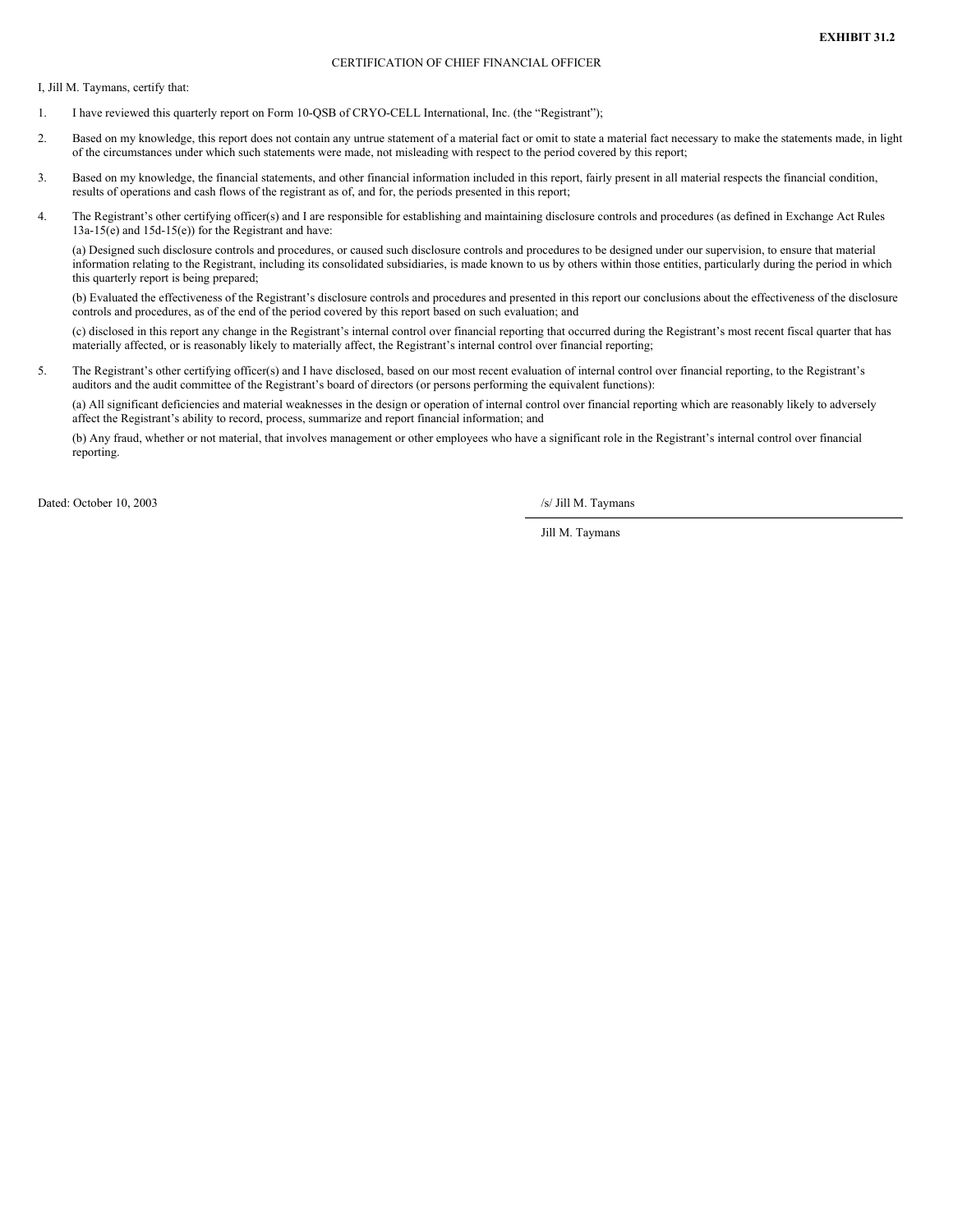**EXHIBIT 31.2**

CERTIFICATION OF CHIEF FINANCIAL OFFICER

I, Jill M. Taymans, certify that:

1. I have reviewed this quarterly report on Form 10-QSB of CRYO-CELL International, Inc. (the "Registrant");

2. Based on my knowledge, this report does not contain any untrue statement of a material fact or omit to state a material fact necessary to make the statements made, in light of the circumstances under which such statements were made, not misleading with respect to the period covered by this report;

3. Based on my knowledge, the financial statements, and other financial information included in this report, fairly present in all material respects the financial condition, results of operations and cash flows of the registrant as of, and for, the periods presented in this report;

4. The Registrant's other certifying officer(s) and I are responsible for establishing and maintaining disclosure controls and procedures (as defined in Exchange Act Rules 13a-15(e) and 15d-15(e)) for the Registrant and have:

   (a) Designed such disclosure controls and procedures, or caused such disclosure controls and procedures to be designed under our supervision, to ensure that material information relating to the Registrant, including its consolidated subsidiaries, is made known to us by others within those entities, particularly during the period in which this quarterly report is being prepared;

   (b) Evaluated the effectiveness of the Registrant's disclosure controls and procedures and presented in this report our conclusions about the effectiveness of the disclosure controls and procedures, as of the end of the period covered by this report based on such evaluation; and

   (c) disclosed in this report any change in the Registrant's internal control over financial reporting that occurred during the Registrant's most recent fiscal quarter that has materially affected, or is reasonably likely to materially affect, the Registrant's internal control over financial reporting;

5. The Registrant's other certifying officer(s) and I have disclosed, based on our most recent evaluation of internal control over financial reporting, to the Registrant's auditors and the audit committee of the Registrant's board of directors (or persons performing the equivalent functions):

   (a) All significant deficiencies and material weaknesses in the design or operation of internal control over financial reporting which are reasonably likely to adversely affect the Registrant's ability to record, process, summarize and report financial information; and

   (b) Any fraud, whether or not material, that involves management or other employees who have a significant role in the Registrant's internal control over financial reporting.

Dated: October 10, 2003

/s/ Jill M. Taymans

Jill M. Taymans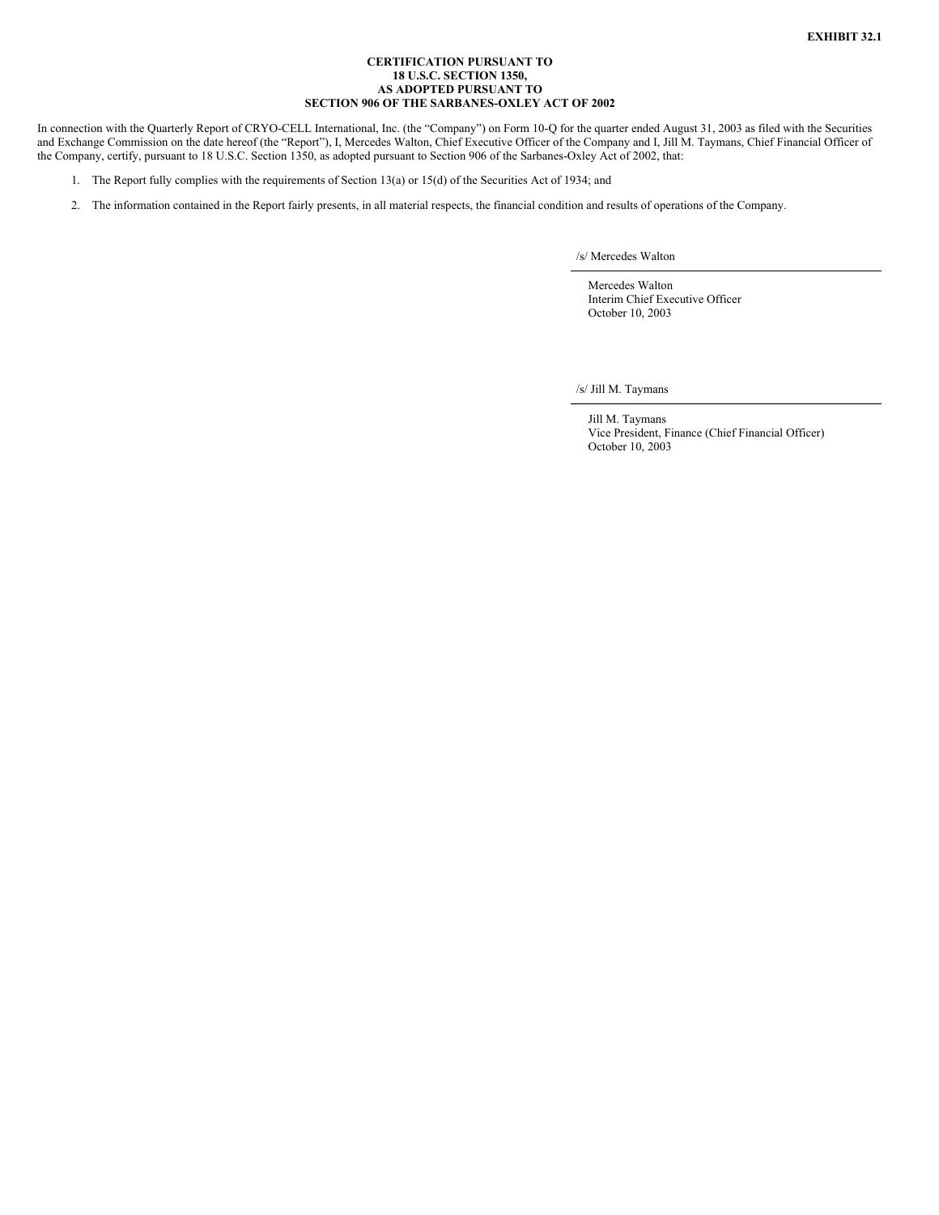**EXHIBIT 32.1**

**CERTIFICATION PURSUANT TO**
**18 U.S.C. SECTION 1350,**
**AS ADOPTED PURSUANT TO**
**SECTION 906 OF THE SARBANES-OXLEY ACT OF 2002**

In connection with the Quarterly Report of CRYO-CELL International, Inc. (the "Company") on Form 10-Q for the quarter ended August 31, 2003 as filed with the Securities and Exchange Commission on the date hereof (the "Report"), I, Mercedes Walton, Chief Executive Officer of the Company and I, Jill M. Taymans, Chief Financial Officer of the Company, certify, pursuant to 18 U.S.C. Section 1350, as adopted pursuant to Section 906 of the Sarbanes-Oxley Act of 2002, that:

1. The Report fully complies with the requirements of Section 13(a) or 15(d) of the Securities Act of 1934; and
2. The information contained in the Report fairly presents, in all material respects, the financial condition and results of operations of the Company.

/s/ Mercedes Walton

Mercedes Walton
Interim Chief Executive Officer
October 10, 2003

/s/ Jill M. Taymans

Jill M. Taymans
Vice President, Finance (Chief Financial Officer)
October 10, 2003